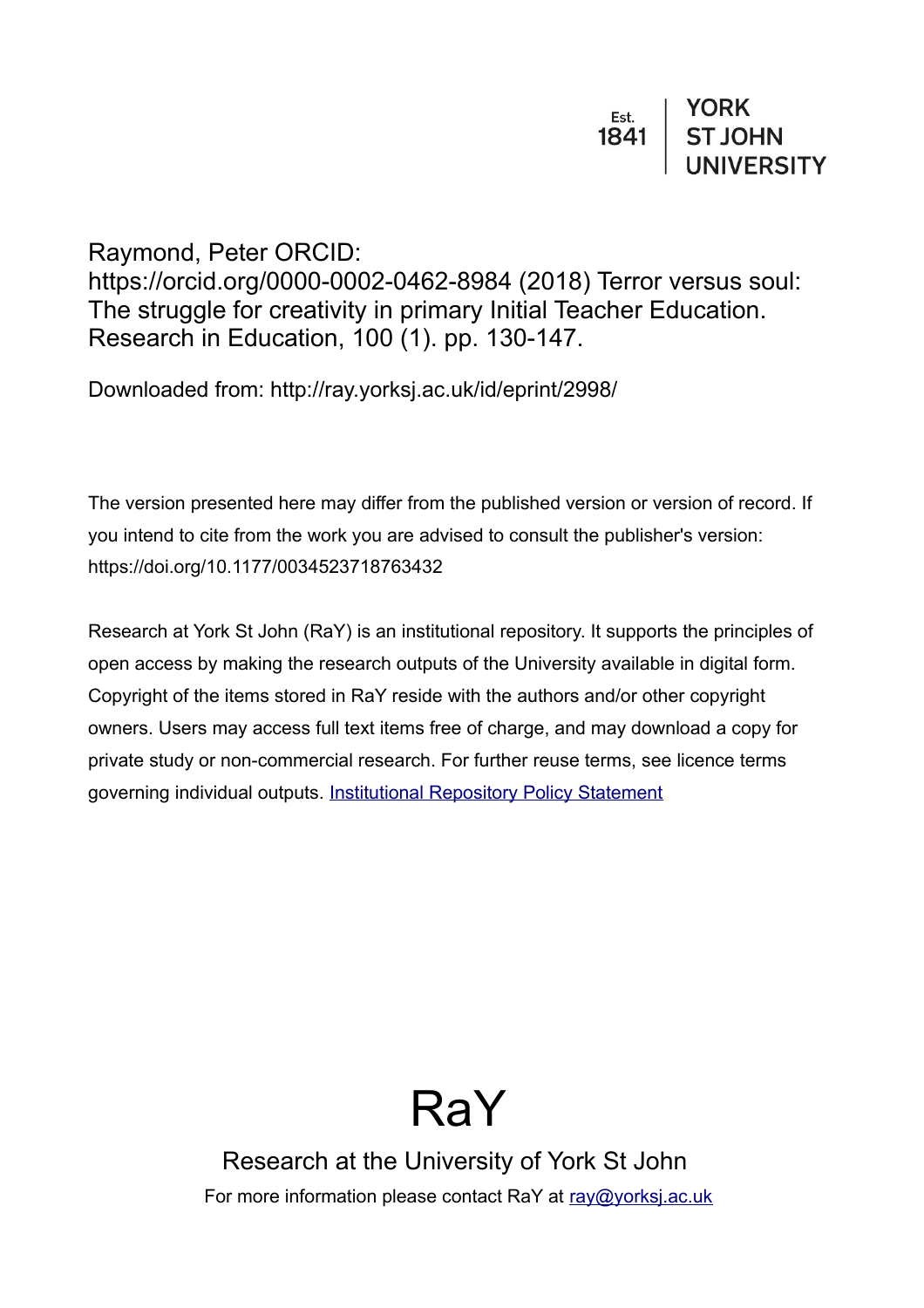Est. 1841 | YORK ST JOHN UNIVERSITY

Raymond, Peter ORCID: https://orcid.org/0000-0002-0462-8984 (2018) Terror versus soul: The struggle for creativity in primary Initial Teacher Education. Research in Education, 100 (1). pp. 130-147.

Downloaded from: http://ray.yorksj.ac.uk/id/eprint/2998/

The version presented here may differ from the published version or version of record. If you intend to cite from the work you are advised to consult the publisher's version: https://doi.org/10.1177/0034523718763432

Research at York St John (RaY) is an institutional repository. It supports the principles of open access by making the research outputs of the University available in digital form. Copyright of the items stored in RaY reside with the authors and/or other copyright owners. Users may access full text items free of charge, and may download a copy for private study or non-commercial research. For further reuse terms, see licence terms governing individual outputs. [Institutional Repository Policy Statement]

RaY

Research at the University of York St John

For more information please contact RaY at ray@yorksj.ac.uk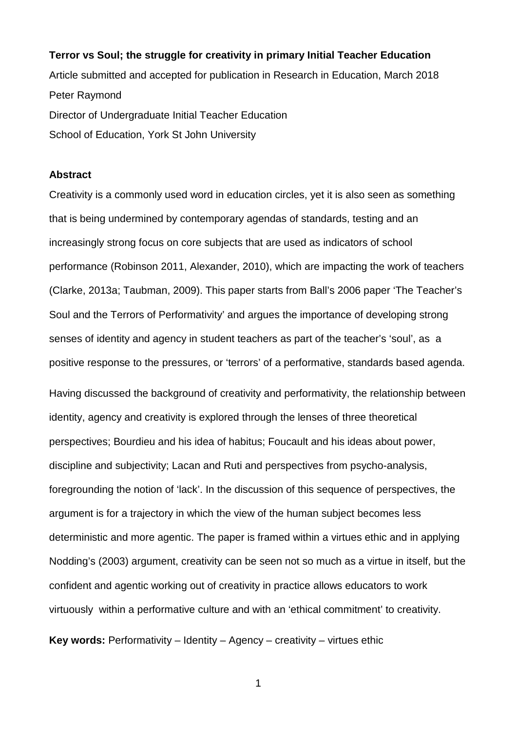**Terror vs Soul; the struggle for creativity in primary Initial Teacher Education**

Article submitted and accepted for publication in Research in Education, March 2018

Peter Raymond

Director of Undergraduate Initial Teacher Education

School of Education, York St John University

**Abstract**

Creativity is a commonly used word in education circles, yet it is also seen as something that is being undermined by contemporary agendas of standards, testing and an increasingly strong focus on core subjects that are used as indicators of school performance (Robinson 2011, Alexander, 2010), which are impacting the work of teachers (Clarke, 2013a; Taubman, 2009). This paper starts from Ball's 2006 paper 'The Teacher's Soul and the Terrors of Performativity' and argues the importance of developing strong senses of identity and agency in student teachers as part of the teacher's 'soul', as a positive response to the pressures, or 'terrors' of a performative, standards based agenda.

Having discussed the background of creativity and performativity, the relationship between identity, agency and creativity is explored through the lenses of three theoretical perspectives; Bourdieu and his idea of habitus; Foucault and his ideas about power, discipline and subjectivity; Lacan and Ruti and perspectives from psycho-analysis, foregrounding the notion of 'lack'. In the discussion of this sequence of perspectives, the argument is for a trajectory in which the view of the human subject becomes less deterministic and more agentic. The paper is framed within a virtues ethic and in applying Nodding's (2003) argument, creativity can be seen not so much as a virtue in itself, but the confident and agentic working out of creativity in practice allows educators to work virtuously within a performative culture and with an 'ethical commitment' to creativity.

**Key words:** Performativity – Identity – Agency – creativity – virtues ethic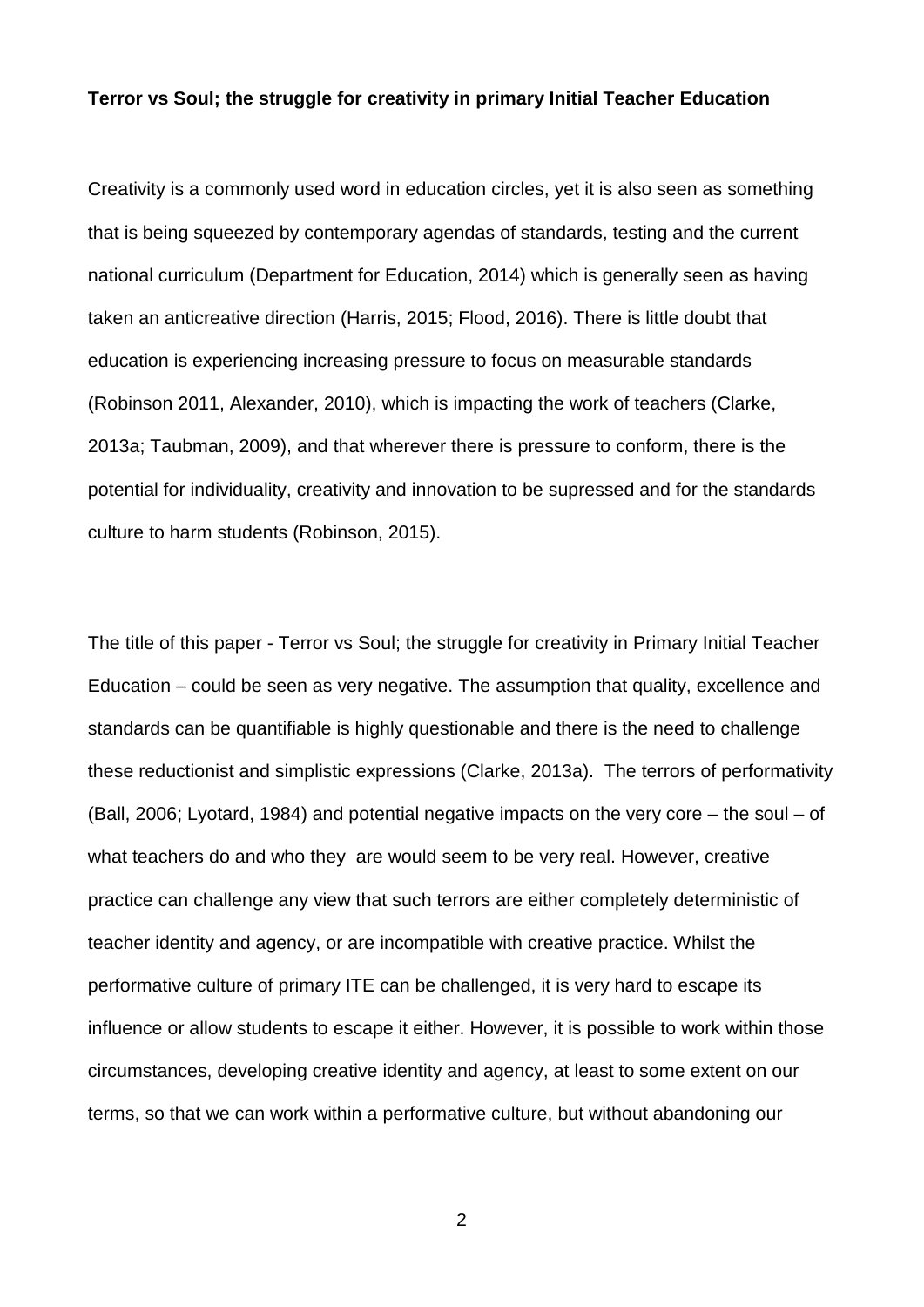**Terror vs Soul; the struggle for creativity in primary Initial Teacher Education**

Creativity is a commonly used word in education circles, yet it is also seen as something that is being squeezed by contemporary agendas of standards, testing and the current national curriculum (Department for Education, 2014) which is generally seen as having taken an anticreative direction (Harris, 2015; Flood, 2016). There is little doubt that education is experiencing increasing pressure to focus on measurable standards (Robinson 2011, Alexander, 2010), which is impacting the work of teachers (Clarke, 2013a; Taubman, 2009), and that wherever there is pressure to conform, there is the potential for individuality, creativity and innovation to be supressed and for the standards culture to harm students (Robinson, 2015).

The title of this paper - Terror vs Soul; the struggle for creativity in Primary Initial Teacher Education – could be seen as very negative. The assumption that quality, excellence and standards can be quantifiable is highly questionable and there is the need to challenge these reductionist and simplistic expressions (Clarke, 2013a). The terrors of performativity (Ball, 2006; Lyotard, 1984) and potential negative impacts on the very core – the soul – of what teachers do and who they are would seem to be very real. However, creative practice can challenge any view that such terrors are either completely deterministic of teacher identity and agency, or are incompatible with creative practice. Whilst the performative culture of primary ITE can be challenged, it is very hard to escape its influence or allow students to escape it either. However, it is possible to work within those circumstances, developing creative identity and agency, at least to some extent on our terms, so that we can work within a performative culture, but without abandoning our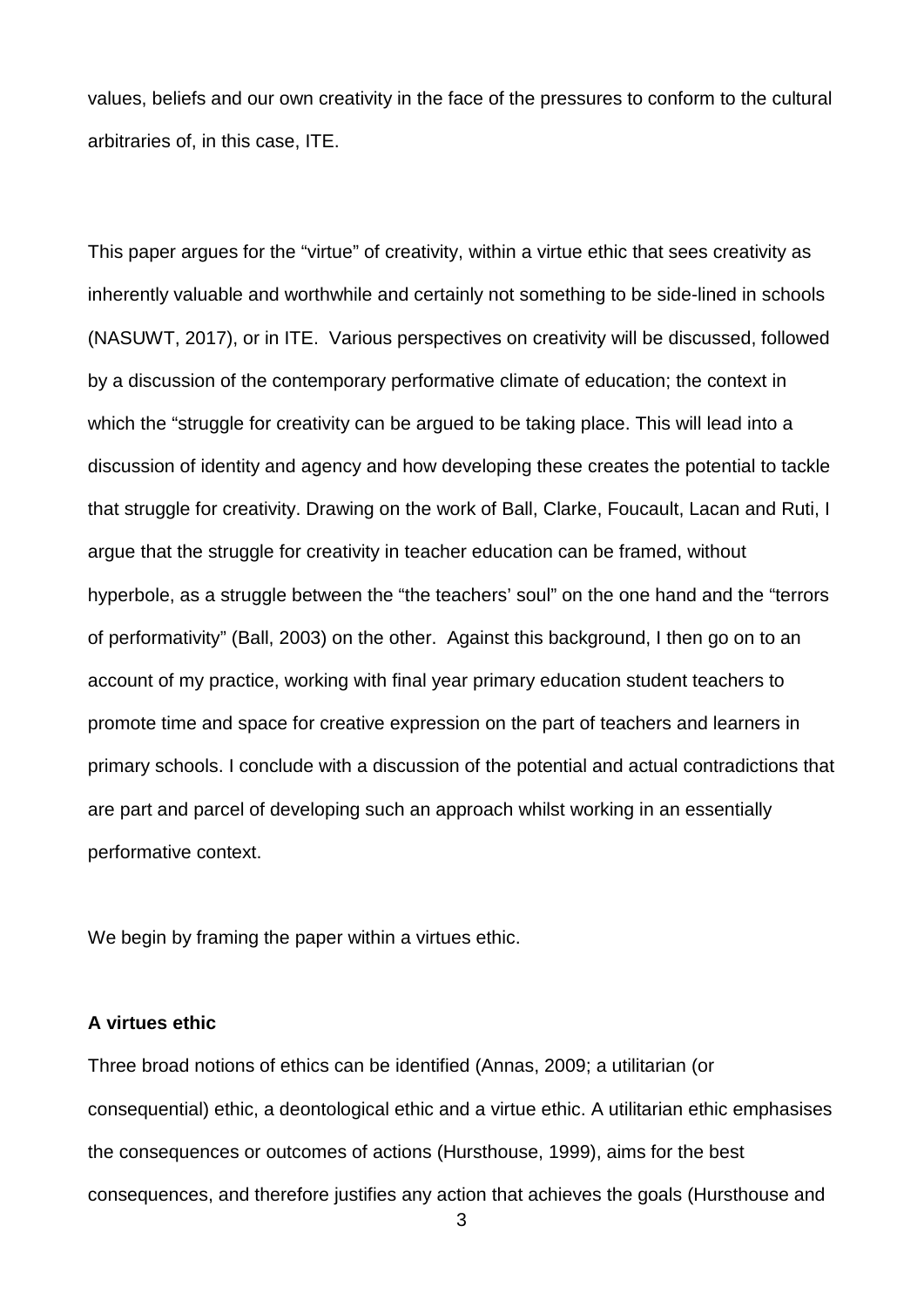values, beliefs and our own creativity in the face of the pressures to conform to the cultural arbitraries of, in this case, ITE.

This paper argues for the "virtue" of creativity, within a virtue ethic that sees creativity as inherently valuable and worthwhile and certainly not something to be side-lined in schools (NASUWT, 2017), or in ITE. Various perspectives on creativity will be discussed, followed by a discussion of the contemporary performative climate of education; the context in which the "struggle for creativity can be argued to be taking place. This will lead into a discussion of identity and agency and how developing these creates the potential to tackle that struggle for creativity. Drawing on the work of Ball, Clarke, Foucault, Lacan and Ruti, I argue that the struggle for creativity in teacher education can be framed, without hyperbole, as a struggle between the "the teachers' soul" on the one hand and the "terrors of performativity" (Ball, 2003) on the other. Against this background, I then go on to an account of my practice, working with final year primary education student teachers to promote time and space for creative expression on the part of teachers and learners in primary schools. I conclude with a discussion of the potential and actual contradictions that are part and parcel of developing such an approach whilst working in an essentially performative context.

We begin by framing the paper within a virtues ethic.

**A virtues ethic**

Three broad notions of ethics can be identified (Annas, 2009; a utilitarian (or consequential) ethic, a deontological ethic and a virtue ethic. A utilitarian ethic emphasises the consequences or outcomes of actions (Hursthouse, 1999), aims for the best consequences, and therefore justifies any action that achieves the goals (Hursthouse and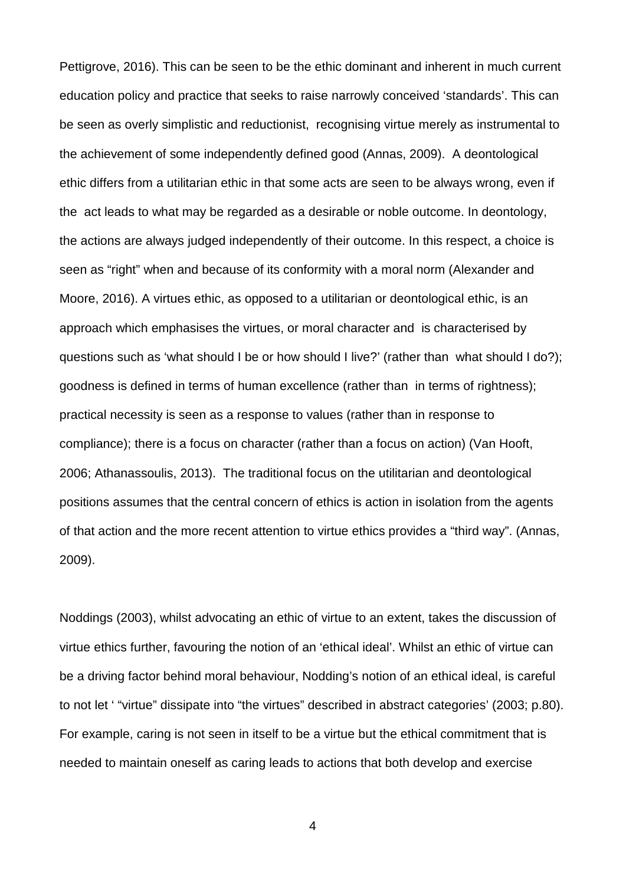Pettigrove, 2016). This can be seen to be the ethic dominant and inherent in much current education policy and practice that seeks to raise narrowly conceived 'standards'. This can be seen as overly simplistic and reductionist, recognising virtue merely as instrumental to the achievement of some independently defined good (Annas, 2009). A deontological ethic differs from a utilitarian ethic in that some acts are seen to be always wrong, even if the act leads to what may be regarded as a desirable or noble outcome. In deontology, the actions are always judged independently of their outcome. In this respect, a choice is seen as "right" when and because of its conformity with a moral norm (Alexander and Moore, 2016). A virtues ethic, as opposed to a utilitarian or deontological ethic, is an approach which emphasises the virtues, or moral character and is characterised by questions such as 'what should I be or how should I live?' (rather than what should I do?); goodness is defined in terms of human excellence (rather than in terms of rightness); practical necessity is seen as a response to values (rather than in response to compliance); there is a focus on character (rather than a focus on action) (Van Hooft, 2006; Athanassoulis, 2013). The traditional focus on the utilitarian and deontological positions assumes that the central concern of ethics is action in isolation from the agents of that action and the more recent attention to virtue ethics provides a "third way". (Annas, 2009).

Noddings (2003), whilst advocating an ethic of virtue to an extent, takes the discussion of virtue ethics further, favouring the notion of an 'ethical ideal'. Whilst an ethic of virtue can be a driving factor behind moral behaviour, Nodding's notion of an ethical ideal, is careful to not let ' "virtue" dissipate into "the virtues" described in abstract categories' (2003; p.80). For example, caring is not seen in itself to be a virtue but the ethical commitment that is needed to maintain oneself as caring leads to actions that both develop and exercise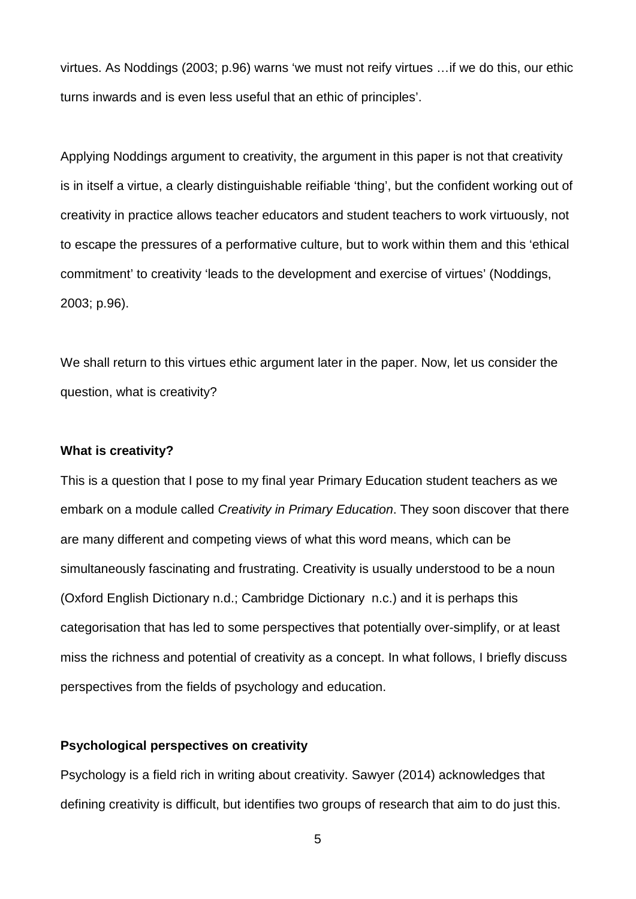virtues. As Noddings (2003; p.96) warns 'we must not reify virtues …if we do this, our ethic turns inwards and is even less useful that an ethic of principles'.

Applying Noddings argument to creativity, the argument in this paper is not that creativity is in itself a virtue, a clearly distinguishable reifiable 'thing', but the confident working out of creativity in practice allows teacher educators and student teachers to work virtuously, not to escape the pressures of a performative culture, but to work within them and this 'ethical commitment' to creativity 'leads to the development and exercise of virtues' (Noddings, 2003; p.96).

We shall return to this virtues ethic argument later in the paper. Now, let us consider the question, what is creativity?

**What is creativity?**

This is a question that I pose to my final year Primary Education student teachers as we embark on a module called *Creativity in Primary Education*. They soon discover that there are many different and competing views of what this word means, which can be simultaneously fascinating and frustrating. Creativity is usually understood to be a noun (Oxford English Dictionary n.d.; Cambridge Dictionary n.c.) and it is perhaps this categorisation that has led to some perspectives that potentially over-simplify, or at least miss the richness and potential of creativity as a concept. In what follows, I briefly discuss perspectives from the fields of psychology and education.

**Psychological perspectives on creativity**

Psychology is a field rich in writing about creativity. Sawyer (2014) acknowledges that defining creativity is difficult, but identifies two groups of research that aim to do just this.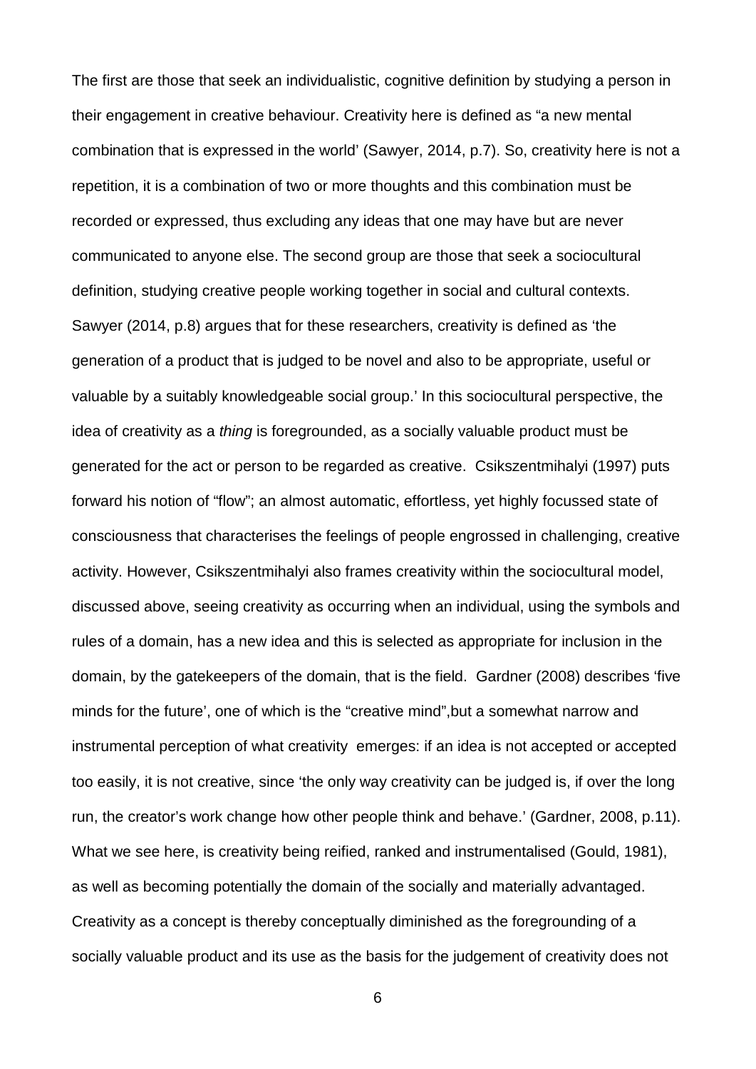The first are those that seek an individualistic, cognitive definition by studying a person in their engagement in creative behaviour. Creativity here is defined as "a new mental combination that is expressed in the world' (Sawyer, 2014, p.7). So, creativity here is not a repetition, it is a combination of two or more thoughts and this combination must be recorded or expressed, thus excluding any ideas that one may have but are never communicated to anyone else. The second group are those that seek a sociocultural definition, studying creative people working together in social and cultural contexts. Sawyer (2014, p.8) argues that for these researchers, creativity is defined as 'the generation of a product that is judged to be novel and also to be appropriate, useful or valuable by a suitably knowledgeable social group.' In this sociocultural perspective, the idea of creativity as a *thing* is foregrounded, as a socially valuable product must be generated for the act or person to be regarded as creative. Csikszentmihalyi (1997) puts forward his notion of "flow"; an almost automatic, effortless, yet highly focussed state of consciousness that characterises the feelings of people engrossed in challenging, creative activity. However, Csikszentmihalyi also frames creativity within the sociocultural model, discussed above, seeing creativity as occurring when an individual, using the symbols and rules of a domain, has a new idea and this is selected as appropriate for inclusion in the domain, by the gatekeepers of the domain, that is the field. Gardner (2008) describes 'five minds for the future', one of which is the "creative mind",but a somewhat narrow and instrumental perception of what creativity emerges: if an idea is not accepted or accepted too easily, it is not creative, since 'the only way creativity can be judged is, if over the long run, the creator's work change how other people think and behave.' (Gardner, 2008, p.11). What we see here, is creativity being reified, ranked and instrumentalised (Gould, 1981), as well as becoming potentially the domain of the socially and materially advantaged. Creativity as a concept is thereby conceptually diminished as the foregrounding of a socially valuable product and its use as the basis for the judgement of creativity does not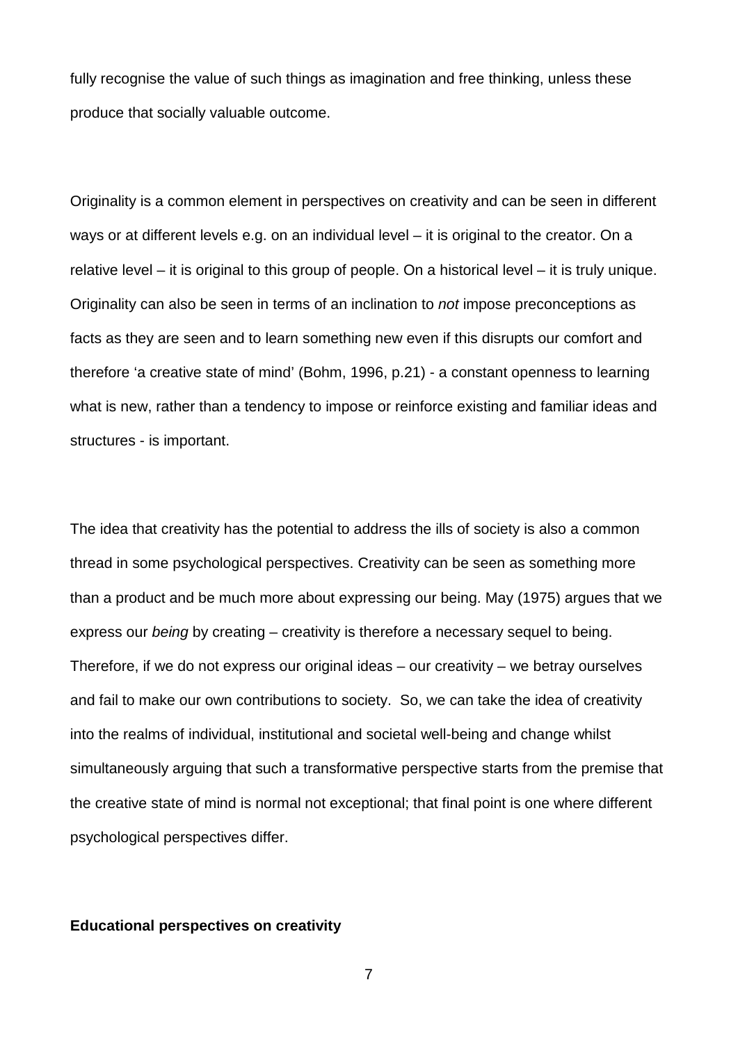fully recognise the value of such things as imagination and free thinking, unless these produce that socially valuable outcome.

Originality is a common element in perspectives on creativity and can be seen in different ways or at different levels e.g. on an individual level – it is original to the creator. On a relative level – it is original to this group of people. On a historical level – it is truly unique. Originality can also be seen in terms of an inclination to *not* impose preconceptions as facts as they are seen and to learn something new even if this disrupts our comfort and therefore 'a creative state of mind' (Bohm, 1996, p.21) - a constant openness to learning what is new, rather than a tendency to impose or reinforce existing and familiar ideas and structures - is important.

The idea that creativity has the potential to address the ills of society is also a common thread in some psychological perspectives. Creativity can be seen as something more than a product and be much more about expressing our being. May (1975) argues that we express our *being* by creating – creativity is therefore a necessary sequel to being. Therefore, if we do not express our original ideas – our creativity – we betray ourselves and fail to make our own contributions to society. So, we can take the idea of creativity into the realms of individual, institutional and societal well-being and change whilst simultaneously arguing that such a transformative perspective starts from the premise that the creative state of mind is normal not exceptional; that final point is one where different psychological perspectives differ.

**Educational perspectives on creativity**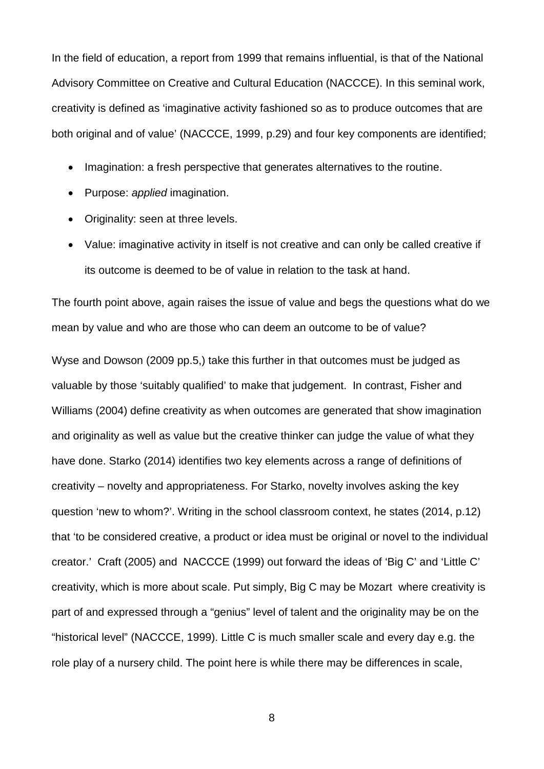In the field of education, a report from 1999 that remains influential, is that of the National Advisory Committee on Creative and Cultural Education (NACCCE). In this seminal work, creativity is defined as 'imaginative activity fashioned so as to produce outcomes that are both original and of value' (NACCCE, 1999, p.29) and four key components are identified;

- Imagination: a fresh perspective that generates alternatives to the routine.
- Purpose: *applied* imagination.
- Originality: seen at three levels.
- Value: imaginative activity in itself is not creative and can only be called creative if its outcome is deemed to be of value in relation to the task at hand.

The fourth point above, again raises the issue of value and begs the questions what do we mean by value and who are those who can deem an outcome to be of value?

Wyse and Dowson (2009 pp.5,) take this further in that outcomes must be judged as valuable by those 'suitably qualified' to make that judgement. In contrast, Fisher and Williams (2004) define creativity as when outcomes are generated that show imagination and originality as well as value but the creative thinker can judge the value of what they have done. Starko (2014) identifies two key elements across a range of definitions of creativity – novelty and appropriateness. For Starko, novelty involves asking the key question 'new to whom?'. Writing in the school classroom context, he states (2014, p.12) that 'to be considered creative, a product or idea must be original or novel to the individual creator.' Craft (2005) and NACCCE (1999) out forward the ideas of 'Big C' and 'Little C' creativity, which is more about scale. Put simply, Big C may be Mozart where creativity is part of and expressed through a "genius" level of talent and the originality may be on the "historical level" (NACCCE, 1999). Little C is much smaller scale and every day e.g. the role play of a nursery child. The point here is while there may be differences in scale,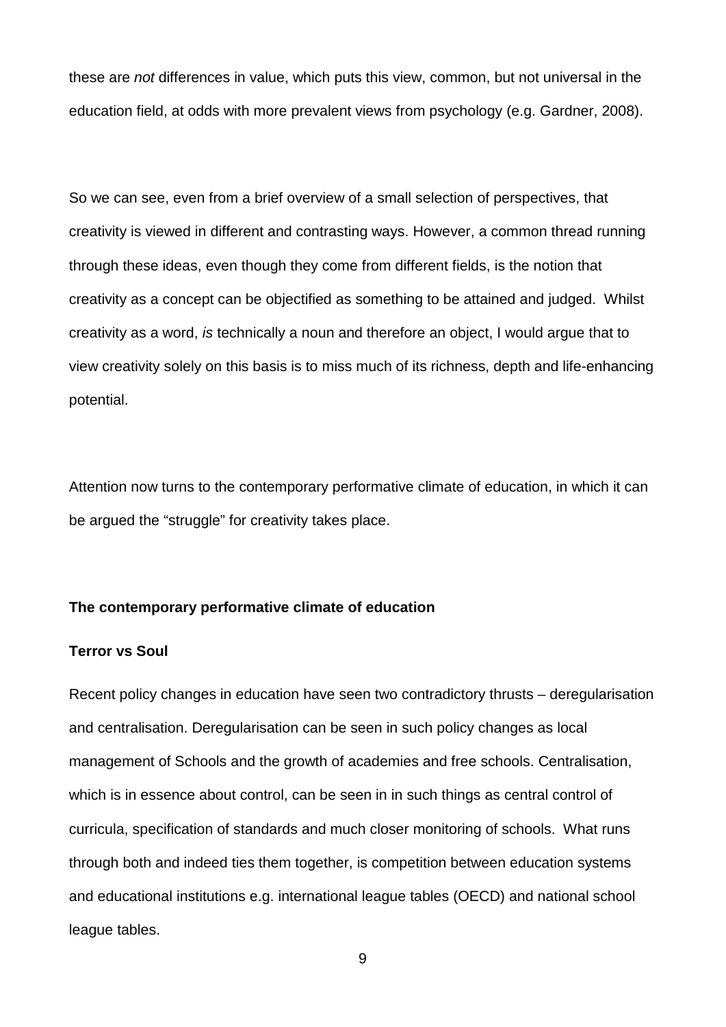these are *not* differences in value, which puts this view, common, but not universal in the education field, at odds with more prevalent views from psychology (e.g. Gardner, 2008).

So we can see, even from a brief overview of a small selection of perspectives, that creativity is viewed in different and contrasting ways. However, a common thread running through these ideas, even though they come from different fields, is the notion that creativity as a concept can be objectified as something to be attained and judged. Whilst creativity as a word, *is* technically a noun and therefore an object, I would argue that to view creativity solely on this basis is to miss much of its richness, depth and life-enhancing potential.

Attention now turns to the contemporary performative climate of education, in which it can be argued the "struggle" for creativity takes place.

## The contemporary performative climate of education

### Terror vs Soul

Recent policy changes in education have seen two contradictory thrusts – deregularisation and centralisation. Deregularisation can be seen in such policy changes as local management of Schools and the growth of academies and free schools. Centralisation, which is in essence about control, can be seen in in such things as central control of curricula, specification of standards and much closer monitoring of schools. What runs through both and indeed ties them together, is competition between education systems and educational institutions e.g. international league tables (OECD) and national school league tables.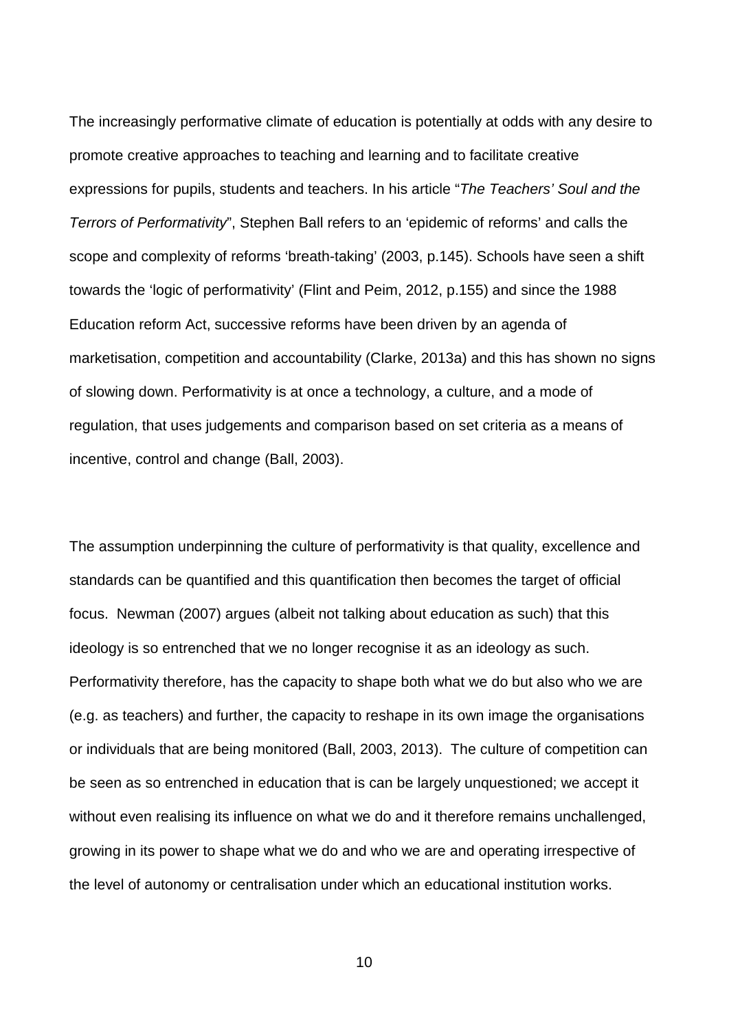The increasingly performative climate of education is potentially at odds with any desire to promote creative approaches to teaching and learning and to facilitate creative expressions for pupils, students and teachers. In his article "*The Teachers' Soul and the Terrors of Performativity*", Stephen Ball refers to an 'epidemic of reforms' and calls the scope and complexity of reforms 'breath-taking' (2003, p.145). Schools have seen a shift towards the 'logic of performativity' (Flint and Peim, 2012, p.155) and since the 1988 Education reform Act, successive reforms have been driven by an agenda of marketisation, competition and accountability (Clarke, 2013a) and this has shown no signs of slowing down. Performativity is at once a technology, a culture, and a mode of regulation, that uses judgements and comparison based on set criteria as a means of incentive, control and change (Ball, 2003).

The assumption underpinning the culture of performativity is that quality, excellence and standards can be quantified and this quantification then becomes the target of official focus. Newman (2007) argues (albeit not talking about education as such) that this ideology is so entrenched that we no longer recognise it as an ideology as such. Performativity therefore, has the capacity to shape both what we do but also who we are (e.g. as teachers) and further, the capacity to reshape in its own image the organisations or individuals that are being monitored (Ball, 2003, 2013). The culture of competition can be seen as so entrenched in education that is can be largely unquestioned; we accept it without even realising its influence on what we do and it therefore remains unchallenged, growing in its power to shape what we do and who we are and operating irrespective of the level of autonomy or centralisation under which an educational institution works.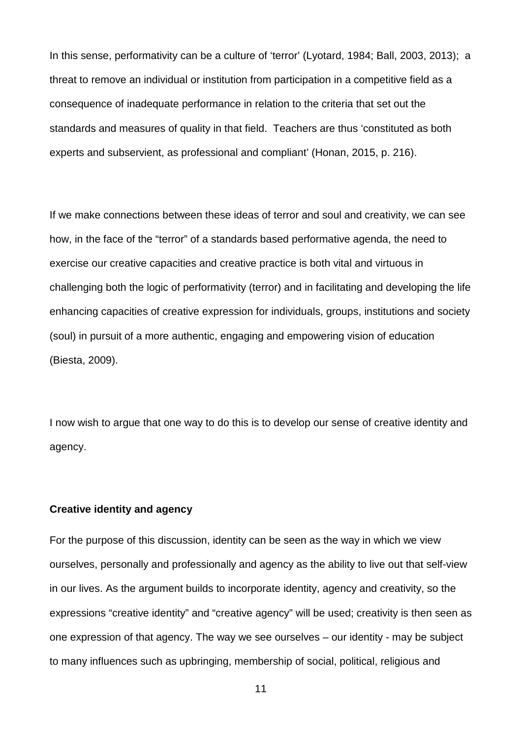In this sense, performativity can be a culture of 'terror' (Lyotard, 1984; Ball, 2003, 2013); a threat to remove an individual or institution from participation in a competitive field as a consequence of inadequate performance in relation to the criteria that set out the standards and measures of quality in that field. Teachers are thus 'constituted as both experts and subservient, as professional and compliant' (Honan, 2015, p. 216).

If we make connections between these ideas of terror and soul and creativity, we can see how, in the face of the "terror" of a standards based performative agenda, the need to exercise our creative capacities and creative practice is both vital and virtuous in challenging both the logic of performativity (terror) and in facilitating and developing the life enhancing capacities of creative expression for individuals, groups, institutions and society (soul) in pursuit of a more authentic, engaging and empowering vision of education (Biesta, 2009).

I now wish to argue that one way to do this is to develop our sense of creative identity and agency.

**Creative identity and agency**

For the purpose of this discussion, identity can be seen as the way in which we view ourselves, personally and professionally and agency as the ability to live out that self-view in our lives. As the argument builds to incorporate identity, agency and creativity, so the expressions "creative identity" and "creative agency" will be used; creativity is then seen as one expression of that agency. The way we see ourselves – our identity - may be subject to many influences such as upbringing, membership of social, political, religious and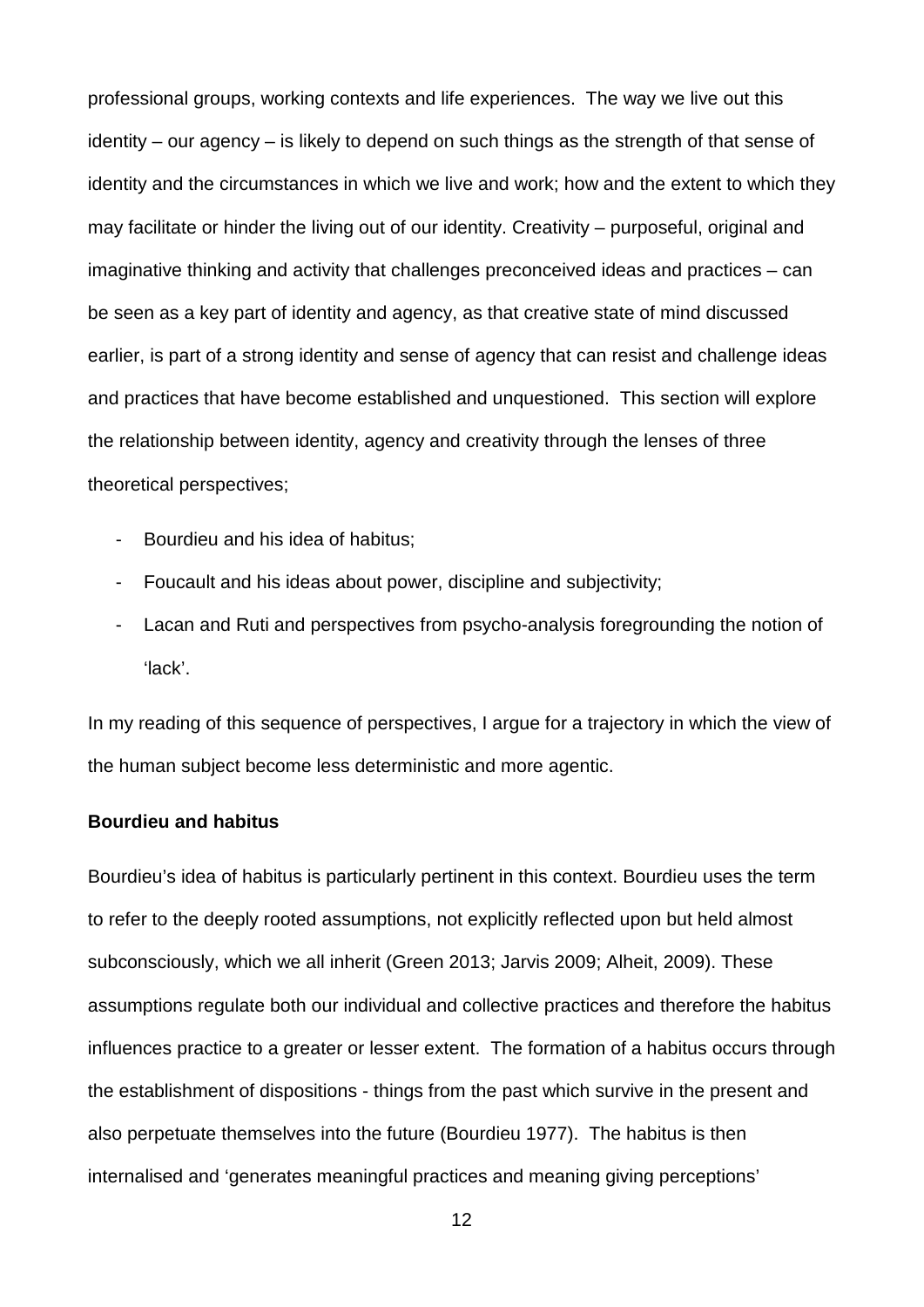professional groups, working contexts and life experiences. The way we live out this identity – our agency – is likely to depend on such things as the strength of that sense of identity and the circumstances in which we live and work; how and the extent to which they may facilitate or hinder the living out of our identity. Creativity – purposeful, original and imaginative thinking and activity that challenges preconceived ideas and practices – can be seen as a key part of identity and agency, as that creative state of mind discussed earlier, is part of a strong identity and sense of agency that can resist and challenge ideas and practices that have become established and unquestioned. This section will explore the relationship between identity, agency and creativity through the lenses of three theoretical perspectives;

- Bourdieu and his idea of habitus;
- Foucault and his ideas about power, discipline and subjectivity;
- Lacan and Ruti and perspectives from psycho-analysis foregrounding the notion of 'lack'.

In my reading of this sequence of perspectives, I argue for a trajectory in which the view of the human subject become less deterministic and more agentic.

**Bourdieu and habitus**

Bourdieu's idea of habitus is particularly pertinent in this context. Bourdieu uses the term to refer to the deeply rooted assumptions, not explicitly reflected upon but held almost subconsciously, which we all inherit (Green 2013; Jarvis 2009; Alheit, 2009). These assumptions regulate both our individual and collective practices and therefore the habitus influences practice to a greater or lesser extent. The formation of a habitus occurs through the establishment of dispositions - things from the past which survive in the present and also perpetuate themselves into the future (Bourdieu 1977). The habitus is then internalised and 'generates meaningful practices and meaning giving perceptions'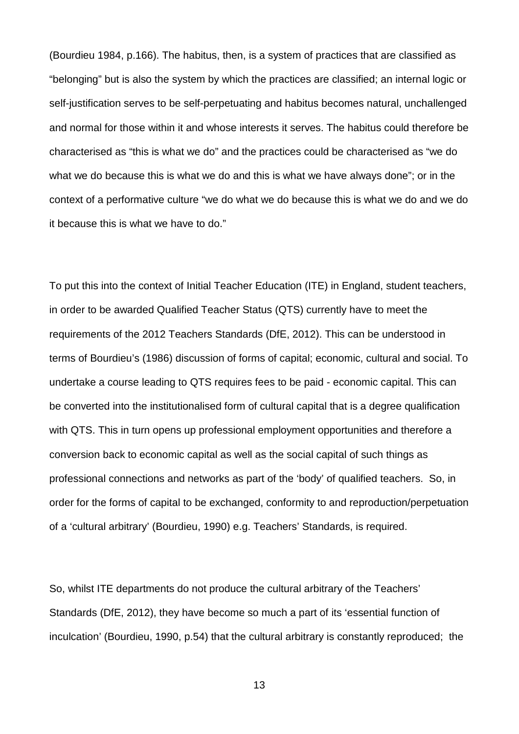(Bourdieu 1984, p.166). The habitus, then, is a system of practices that are classified as "belonging" but is also the system by which the practices are classified; an internal logic or self-justification serves to be self-perpetuating and habitus becomes natural, unchallenged and normal for those within it and whose interests it serves. The habitus could therefore be characterised as "this is what we do" and the practices could be characterised as "we do what we do because this is what we do and this is what we have always done"; or in the context of a performative culture "we do what we do because this is what we do and we do it because this is what we have to do."

To put this into the context of Initial Teacher Education (ITE) in England, student teachers, in order to be awarded Qualified Teacher Status (QTS) currently have to meet the requirements of the 2012 Teachers Standards (DfE, 2012). This can be understood in terms of Bourdieu's (1986) discussion of forms of capital; economic, cultural and social. To undertake a course leading to QTS requires fees to be paid - economic capital. This can be converted into the institutionalised form of cultural capital that is a degree qualification with QTS. This in turn opens up professional employment opportunities and therefore a conversion back to economic capital as well as the social capital of such things as professional connections and networks as part of the 'body' of qualified teachers. So, in order for the forms of capital to be exchanged, conformity to and reproduction/perpetuation of a 'cultural arbitrary' (Bourdieu, 1990) e.g. Teachers' Standards, is required.

So, whilst ITE departments do not produce the cultural arbitrary of the Teachers' Standards (DfE, 2012), they have become so much a part of its 'essential function of inculcation' (Bourdieu, 1990, p.54) that the cultural arbitrary is constantly reproduced; the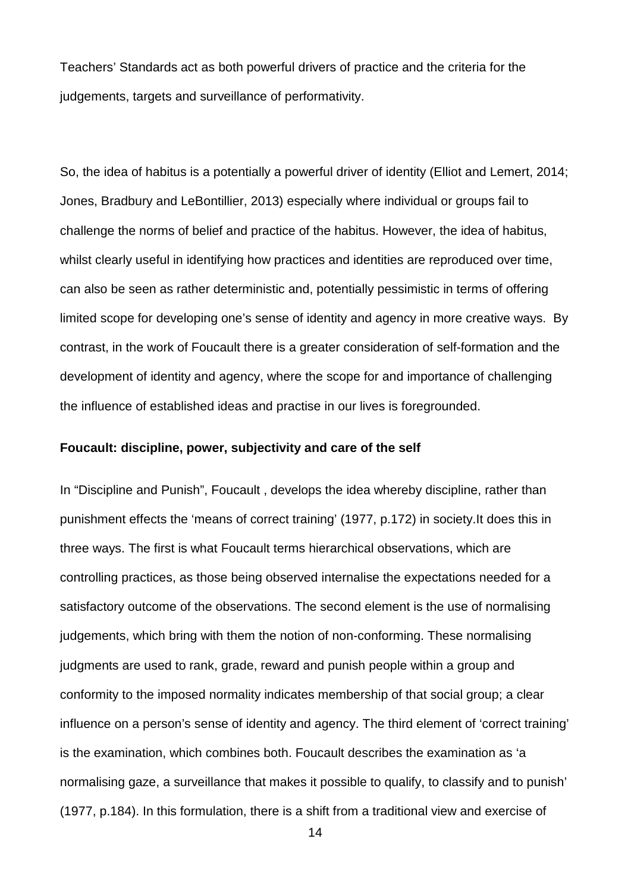Teachers' Standards act as both powerful drivers of practice and the criteria for the judgements, targets and surveillance of performativity.

So, the idea of habitus is a potentially a powerful driver of identity (Elliot and Lemert, 2014; Jones, Bradbury and LeBontillier, 2013) especially where individual or groups fail to challenge the norms of belief and practice of the habitus. However, the idea of habitus, whilst clearly useful in identifying how practices and identities are reproduced over time, can also be seen as rather deterministic and, potentially pessimistic in terms of offering limited scope for developing one's sense of identity and agency in more creative ways. By contrast, in the work of Foucault there is a greater consideration of self-formation and the development of identity and agency, where the scope for and importance of challenging the influence of established ideas and practise in our lives is foregrounded.

**Foucault: discipline, power, subjectivity and care of the self**

In "Discipline and Punish", Foucault , develops the idea whereby discipline, rather than punishment effects the 'means of correct training' (1977, p.172) in society.It does this in three ways. The first is what Foucault terms hierarchical observations, which are controlling practices, as those being observed internalise the expectations needed for a satisfactory outcome of the observations. The second element is the use of normalising judgements, which bring with them the notion of non-conforming. These normalising judgments are used to rank, grade, reward and punish people within a group and conformity to the imposed normality indicates membership of that social group; a clear influence on a person's sense of identity and agency. The third element of 'correct training' is the examination, which combines both. Foucault describes the examination as 'a normalising gaze, a surveillance that makes it possible to qualify, to classify and to punish' (1977, p.184). In this formulation, there is a shift from a traditional view and exercise of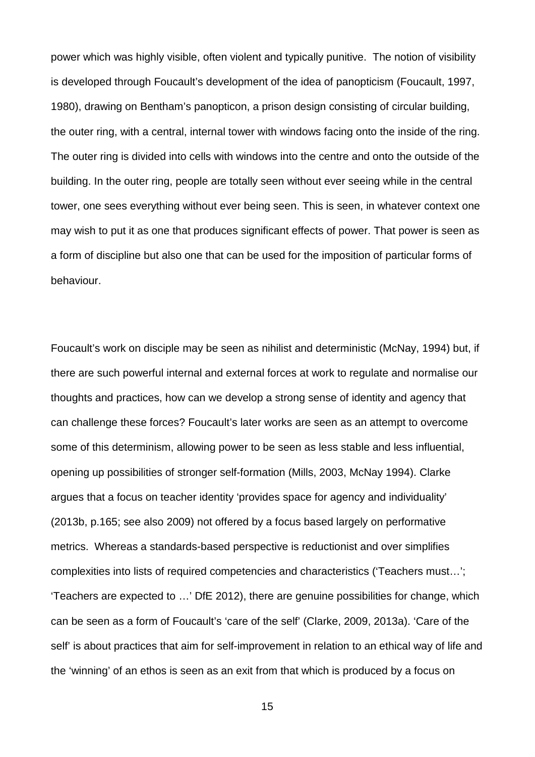power which was highly visible, often violent and typically punitive. The notion of visibility is developed through Foucault's development of the idea of panopticism (Foucault, 1997, 1980), drawing on Bentham's panopticon, a prison design consisting of circular building, the outer ring, with a central, internal tower with windows facing onto the inside of the ring. The outer ring is divided into cells with windows into the centre and onto the outside of the building. In the outer ring, people are totally seen without ever seeing while in the central tower, one sees everything without ever being seen. This is seen, in whatever context one may wish to put it as one that produces significant effects of power. That power is seen as a form of discipline but also one that can be used for the imposition of particular forms of behaviour.

Foucault's work on disciple may be seen as nihilist and deterministic (McNay, 1994) but, if there are such powerful internal and external forces at work to regulate and normalise our thoughts and practices, how can we develop a strong sense of identity and agency that can challenge these forces? Foucault's later works are seen as an attempt to overcome some of this determinism, allowing power to be seen as less stable and less influential, opening up possibilities of stronger self-formation (Mills, 2003, McNay 1994). Clarke argues that a focus on teacher identity 'provides space for agency and individuality' (2013b, p.165; see also 2009) not offered by a focus based largely on performative metrics. Whereas a standards-based perspective is reductionist and over simplifies complexities into lists of required competencies and characteristics ('Teachers must…'; 'Teachers are expected to …' DfE 2012), there are genuine possibilities for change, which can be seen as a form of Foucault's 'care of the self' (Clarke, 2009, 2013a). 'Care of the self' is about practices that aim for self-improvement in relation to an ethical way of life and the 'winning' of an ethos is seen as an exit from that which is produced by a focus on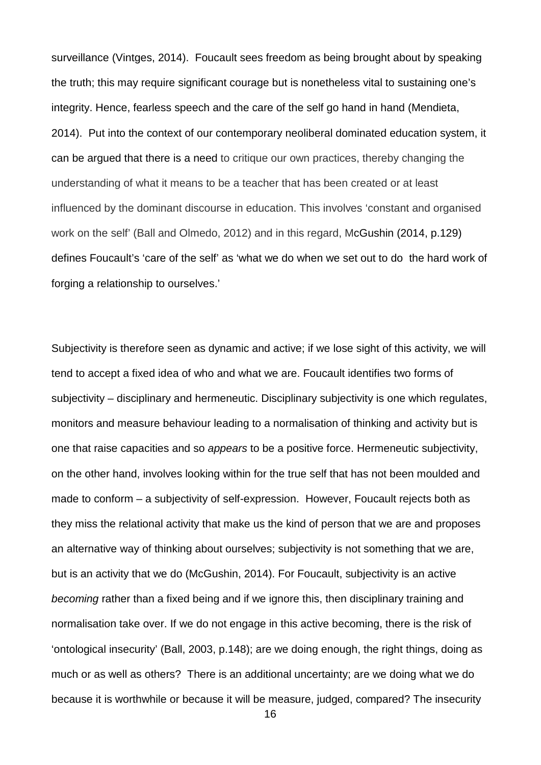surveillance (Vintges, 2014). Foucault sees freedom as being brought about by speaking the truth; this may require significant courage but is nonetheless vital to sustaining one's integrity. Hence, fearless speech and the care of the self go hand in hand (Mendieta, 2014). Put into the context of our contemporary neoliberal dominated education system, it can be argued that there is a need to critique our own practices, thereby changing the understanding of what it means to be a teacher that has been created or at least influenced by the dominant discourse in education. This involves 'constant and organised work on the self' (Ball and Olmedo, 2012) and in this regard, McGushin (2014, p.129) defines Foucault's 'care of the self' as 'what we do when we set out to do the hard work of forging a relationship to ourselves.'

Subjectivity is therefore seen as dynamic and active; if we lose sight of this activity, we will tend to accept a fixed idea of who and what we are. Foucault identifies two forms of subjectivity – disciplinary and hermeneutic. Disciplinary subjectivity is one which regulates, monitors and measure behaviour leading to a normalisation of thinking and activity but is one that raise capacities and so *appears* to be a positive force. Hermeneutic subjectivity, on the other hand, involves looking within for the true self that has not been moulded and made to conform – a subjectivity of self-expression. However, Foucault rejects both as they miss the relational activity that make us the kind of person that we are and proposes an alternative way of thinking about ourselves; subjectivity is not something that we are, but is an activity that we do (McGushin, 2014). For Foucault, subjectivity is an active *becoming* rather than a fixed being and if we ignore this, then disciplinary training and normalisation take over. If we do not engage in this active becoming, there is the risk of 'ontological insecurity' (Ball, 2003, p.148); are we doing enough, the right things, doing as much or as well as others? There is an additional uncertainty; are we doing what we do because it is worthwhile or because it will be measure, judged, compared? The insecurity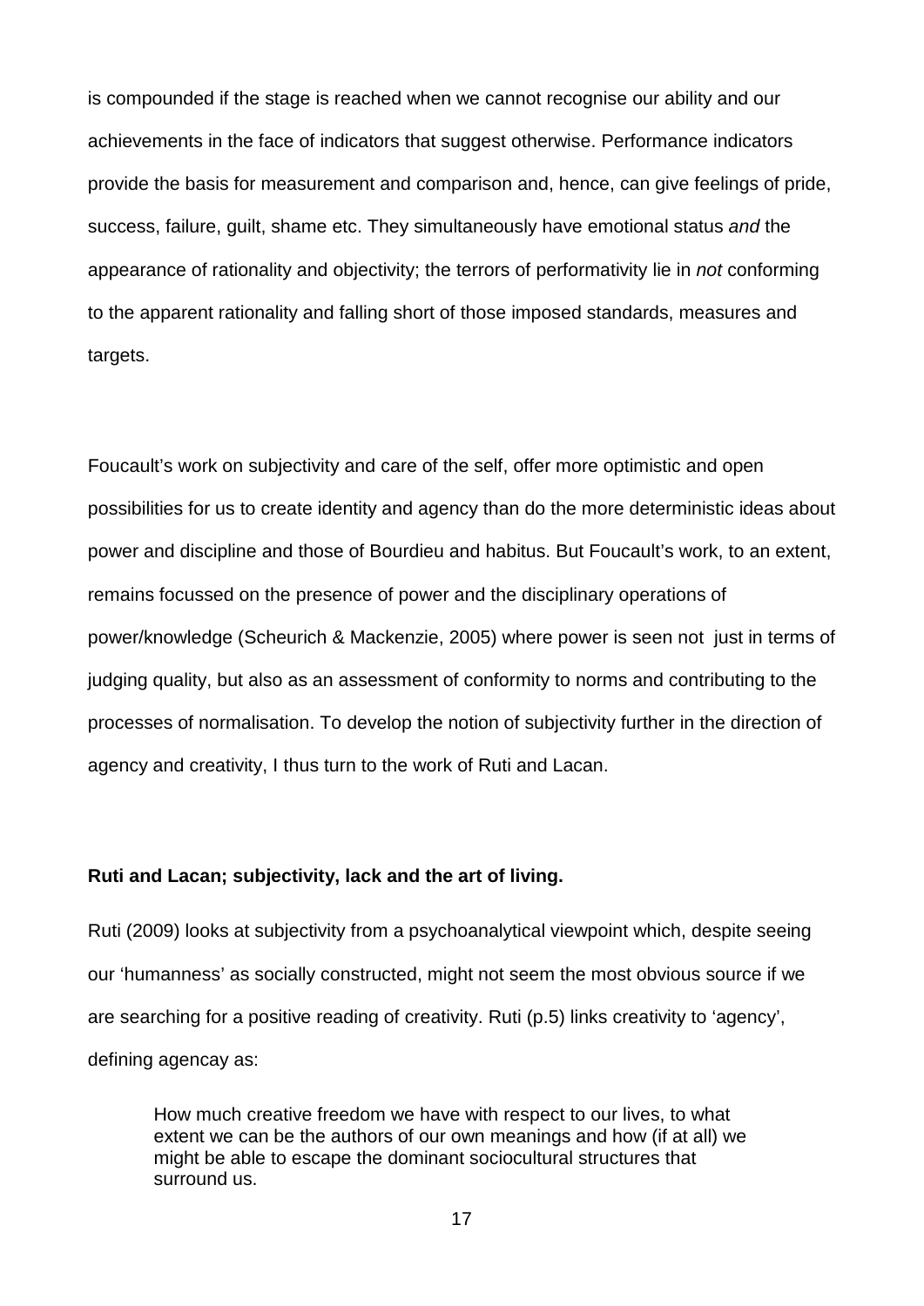is compounded if the stage is reached when we cannot recognise our ability and our achievements in the face of indicators that suggest otherwise. Performance indicators provide the basis for measurement and comparison and, hence, can give feelings of pride, success, failure, guilt, shame etc. They simultaneously have emotional status *and* the appearance of rationality and objectivity; the terrors of performativity lie in *not* conforming to the apparent rationality and falling short of those imposed standards, measures and targets.

Foucault's work on subjectivity and care of the self, offer more optimistic and open possibilities for us to create identity and agency than do the more deterministic ideas about power and discipline and those of Bourdieu and habitus. But Foucault's work, to an extent, remains focussed on the presence of power and the disciplinary operations of power/knowledge (Scheurich & Mackenzie, 2005) where power is seen not just in terms of judging quality, but also as an assessment of conformity to norms and contributing to the processes of normalisation. To develop the notion of subjectivity further in the direction of agency and creativity, I thus turn to the work of Ruti and Lacan.

**Ruti and Lacan; subjectivity, lack and the art of living.**

Ruti (2009) looks at subjectivity from a psychoanalytical viewpoint which, despite seeing our 'humanness' as socially constructed, might not seem the most obvious source if we are searching for a positive reading of creativity. Ruti (p.5) links creativity to 'agency', defining agencay as:

> How much creative freedom we have with respect to our lives, to what extent we can be the authors of our own meanings and how (if at all) we might be able to escape the dominant sociocultural structures that surround us.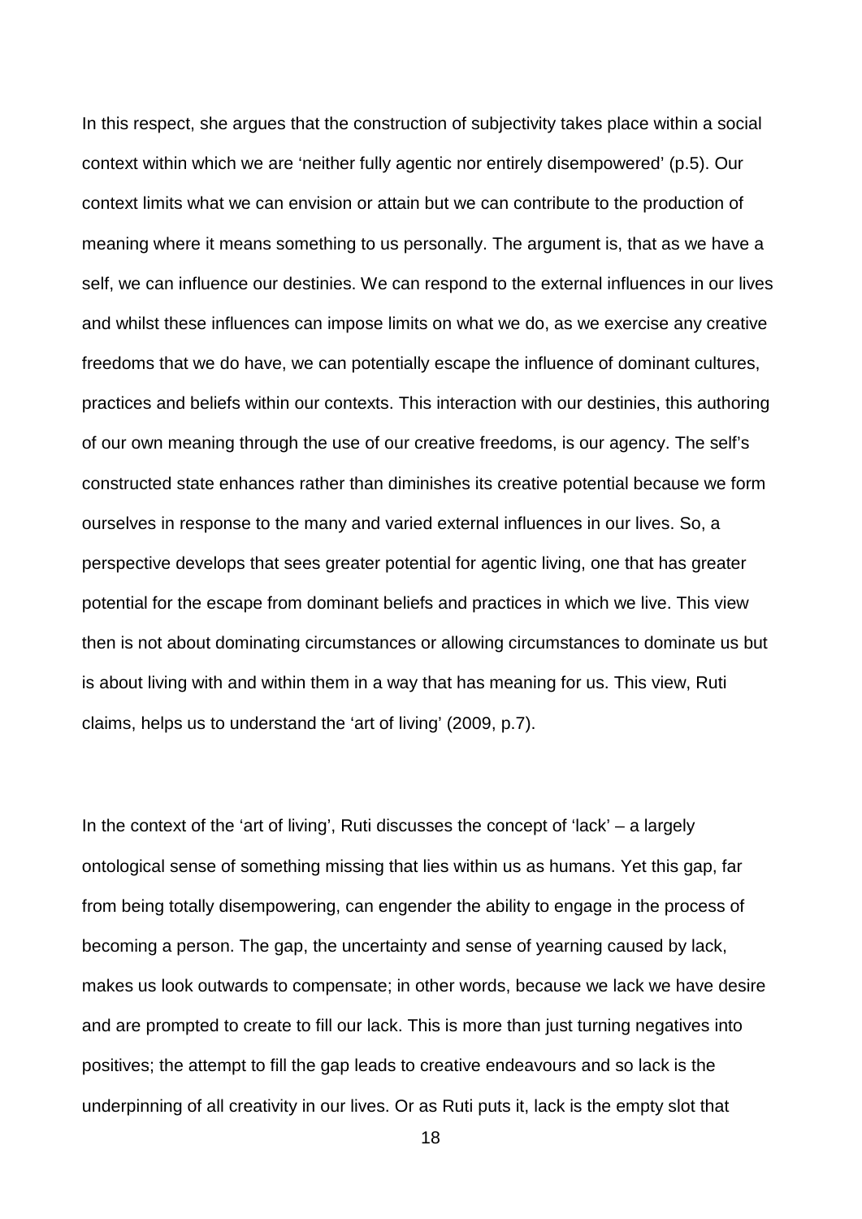In this respect, she argues that the construction of subjectivity takes place within a social context within which we are 'neither fully agentic nor entirely disempowered' (p.5). Our context limits what we can envision or attain but we can contribute to the production of meaning where it means something to us personally. The argument is, that as we have a self, we can influence our destinies. We can respond to the external influences in our lives and whilst these influences can impose limits on what we do, as we exercise any creative freedoms that we do have, we can potentially escape the influence of dominant cultures, practices and beliefs within our contexts. This interaction with our destinies, this authoring of our own meaning through the use of our creative freedoms, is our agency. The self's constructed state enhances rather than diminishes its creative potential because we form ourselves in response to the many and varied external influences in our lives. So, a perspective develops that sees greater potential for agentic living, one that has greater potential for the escape from dominant beliefs and practices in which we live. This view then is not about dominating circumstances or allowing circumstances to dominate us but is about living with and within them in a way that has meaning for us. This view, Ruti claims, helps us to understand the 'art of living' (2009, p.7).

In the context of the 'art of living', Ruti discusses the concept of 'lack' – a largely ontological sense of something missing that lies within us as humans. Yet this gap, far from being totally disempowering, can engender the ability to engage in the process of becoming a person. The gap, the uncertainty and sense of yearning caused by lack, makes us look outwards to compensate; in other words, because we lack we have desire and are prompted to create to fill our lack. This is more than just turning negatives into positives; the attempt to fill the gap leads to creative endeavours and so lack is the underpinning of all creativity in our lives. Or as Ruti puts it, lack is the empty slot that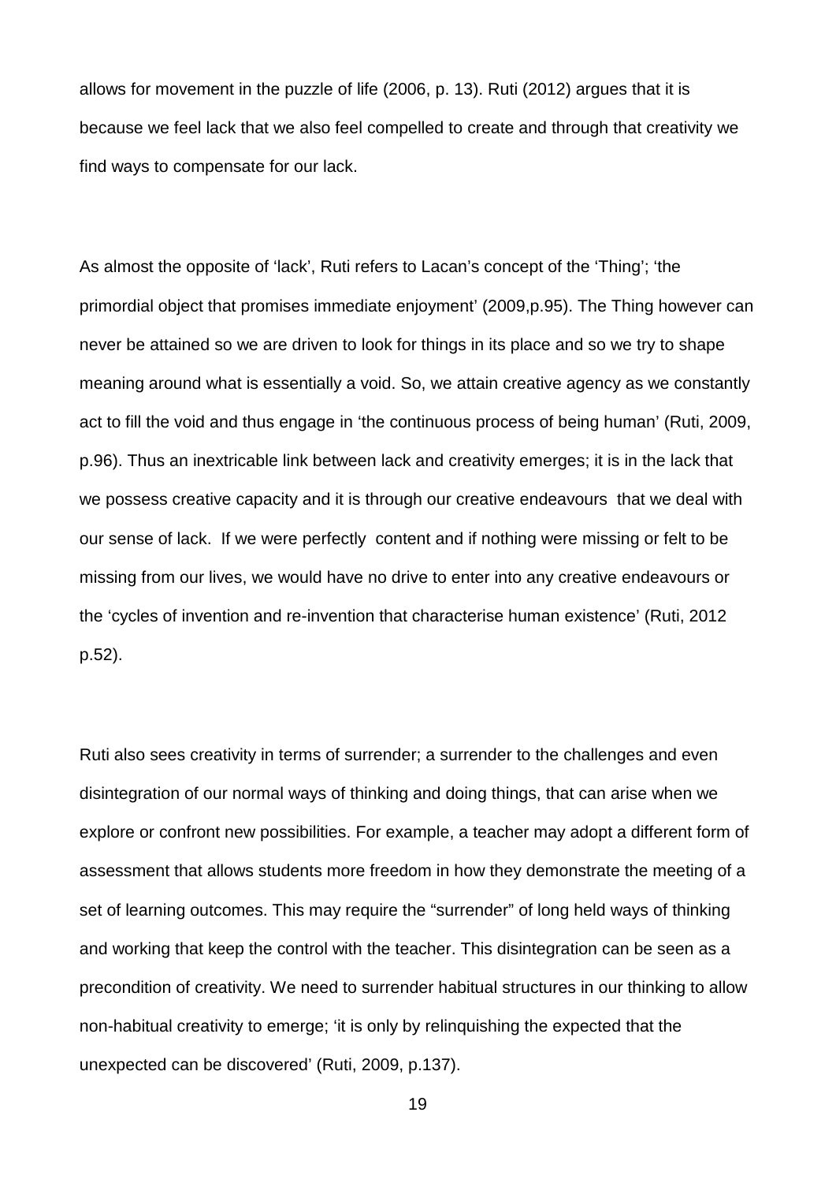allows for movement in the puzzle of life (2006, p. 13). Ruti (2012) argues that it is because we feel lack that we also feel compelled to create and through that creativity we find ways to compensate for our lack.

As almost the opposite of 'lack', Ruti refers to Lacan's concept of the 'Thing'; 'the primordial object that promises immediate enjoyment' (2009,p.95). The Thing however can never be attained so we are driven to look for things in its place and so we try to shape meaning around what is essentially a void. So, we attain creative agency as we constantly act to fill the void and thus engage in 'the continuous process of being human' (Ruti, 2009, p.96). Thus an inextricable link between lack and creativity emerges; it is in the lack that we possess creative capacity and it is through our creative endeavours that we deal with our sense of lack. If we were perfectly content and if nothing were missing or felt to be missing from our lives, we would have no drive to enter into any creative endeavours or the 'cycles of invention and re-invention that characterise human existence' (Ruti, 2012 p.52).

Ruti also sees creativity in terms of surrender; a surrender to the challenges and even disintegration of our normal ways of thinking and doing things, that can arise when we explore or confront new possibilities. For example, a teacher may adopt a different form of assessment that allows students more freedom in how they demonstrate the meeting of a set of learning outcomes. This may require the "surrender" of long held ways of thinking and working that keep the control with the teacher. This disintegration can be seen as a precondition of creativity. We need to surrender habitual structures in our thinking to allow non-habitual creativity to emerge; 'it is only by relinquishing the expected that the unexpected can be discovered' (Ruti, 2009, p.137).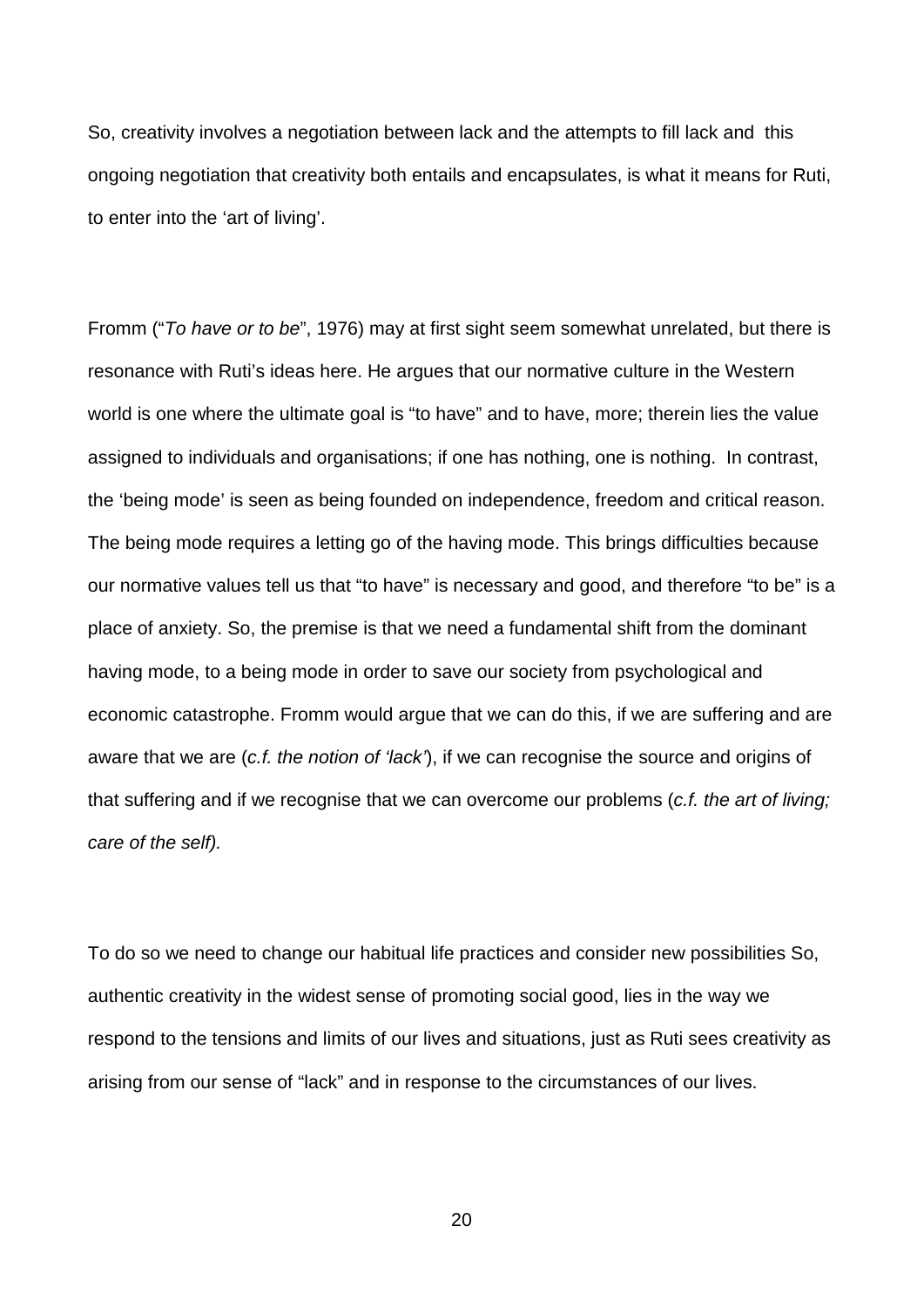So, creativity involves a negotiation between lack and the attempts to fill lack and this ongoing negotiation that creativity both entails and encapsulates, is what it means for Ruti, to enter into the 'art of living'.

Fromm ("*To have or to be*", 1976) may at first sight seem somewhat unrelated, but there is resonance with Ruti's ideas here. He argues that our normative culture in the Western world is one where the ultimate goal is "to have" and to have, more; therein lies the value assigned to individuals and organisations; if one has nothing, one is nothing. In contrast, the 'being mode' is seen as being founded on independence, freedom and critical reason. The being mode requires a letting go of the having mode. This brings difficulties because our normative values tell us that "to have" is necessary and good, and therefore "to be" is a place of anxiety. So, the premise is that we need a fundamental shift from the dominant having mode, to a being mode in order to save our society from psychological and economic catastrophe. Fromm would argue that we can do this, if we are suffering and are aware that we are (*c.f. the notion of 'lack'*), if we can recognise the source and origins of that suffering and if we recognise that we can overcome our problems (*c.f. the art of living; care of the self).*

To do so we need to change our habitual life practices and consider new possibilities So, authentic creativity in the widest sense of promoting social good, lies in the way we respond to the tensions and limits of our lives and situations, just as Ruti sees creativity as arising from our sense of "lack" and in response to the circumstances of our lives.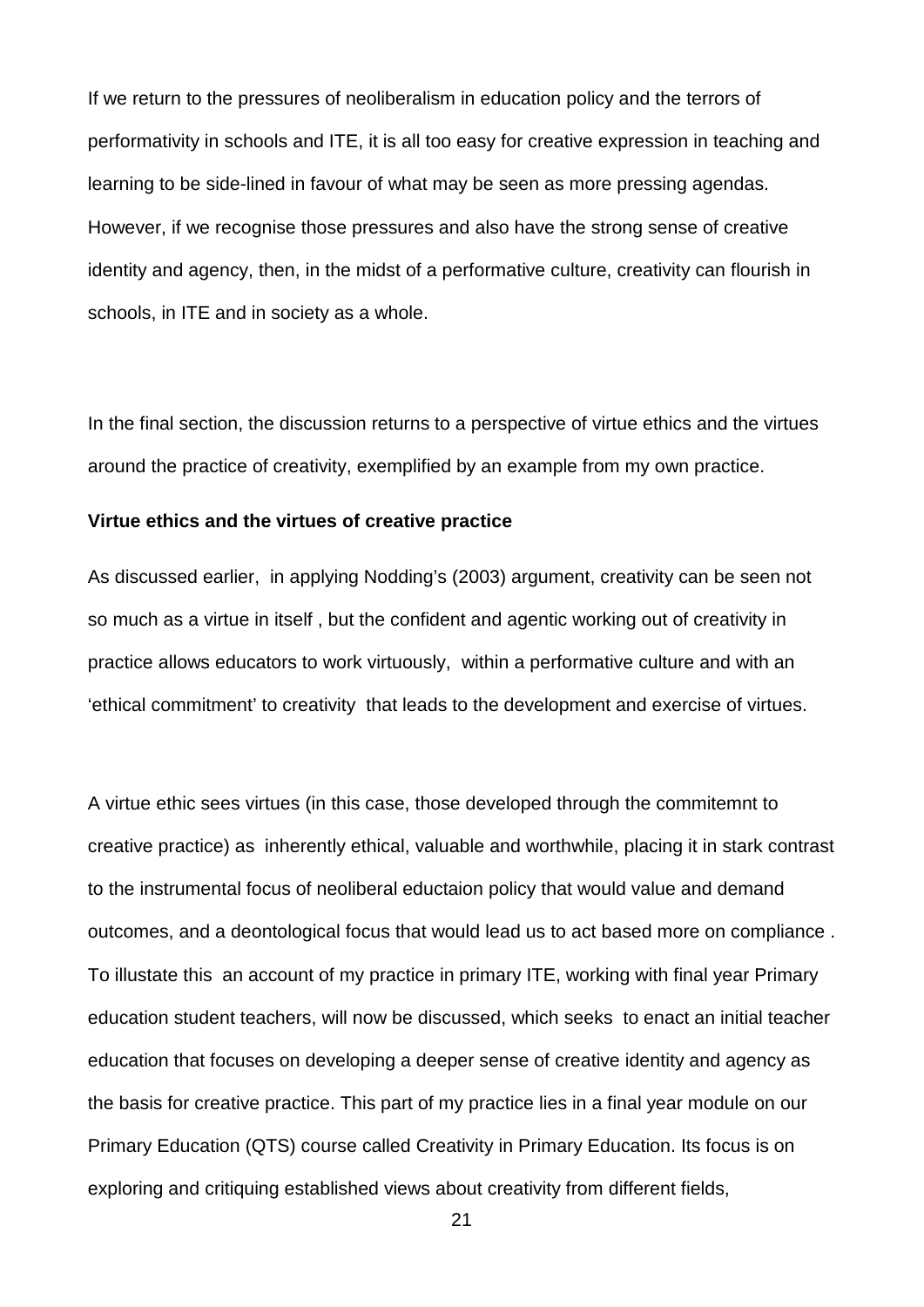If we return to the pressures of neoliberalism in education policy and the terrors of performativity in schools and ITE, it is all too easy for creative expression in teaching and learning to be side-lined in favour of what may be seen as more pressing agendas. However, if we recognise those pressures and also have the strong sense of creative identity and agency, then, in the midst of a performative culture, creativity can flourish in schools, in ITE and in society as a whole.

In the final section, the discussion returns to a perspective of virtue ethics and the virtues around the practice of creativity, exemplified by an example from my own practice.

**Virtue ethics and the virtues of creative practice**

As discussed earlier, in applying Nodding's (2003) argument, creativity can be seen not so much as a virtue in itself , but the confident and agentic working out of creativity in practice allows educators to work virtuously, within a performative culture and with an 'ethical commitment' to creativity that leads to the development and exercise of virtues.

A virtue ethic sees virtues (in this case, those developed through the commitemnt to creative practice) as inherently ethical, valuable and worthwhile, placing it in stark contrast to the instrumental focus of neoliberal eductaion policy that would value and demand outcomes, and a deontological focus that would lead us to act based more on compliance . To illustate this an account of my practice in primary ITE, working with final year Primary education student teachers, will now be discussed, which seeks to enact an initial teacher education that focuses on developing a deeper sense of creative identity and agency as the basis for creative practice. This part of my practice lies in a final year module on our Primary Education (QTS) course called Creativity in Primary Education. Its focus is on exploring and critiquing established views about creativity from different fields,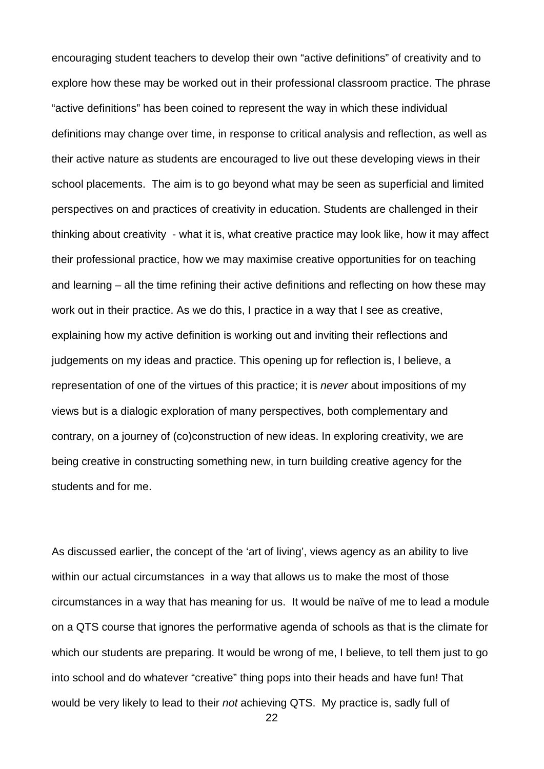encouraging student teachers to develop their own "active definitions" of creativity and to explore how these may be worked out in their professional classroom practice. The phrase "active definitions" has been coined to represent the way in which these individual definitions may change over time, in response to critical analysis and reflection, as well as their active nature as students are encouraged to live out these developing views in their school placements. The aim is to go beyond what may be seen as superficial and limited perspectives on and practices of creativity in education. Students are challenged in their thinking about creativity - what it is, what creative practice may look like, how it may affect their professional practice, how we may maximise creative opportunities for on teaching and learning – all the time refining their active definitions and reflecting on how these may work out in their practice. As we do this, I practice in a way that I see as creative, explaining how my active definition is working out and inviting their reflections and judgements on my ideas and practice. This opening up for reflection is, I believe, a representation of one of the virtues of this practice; it is *never* about impositions of my views but is a dialogic exploration of many perspectives, both complementary and contrary, on a journey of (co)construction of new ideas. In exploring creativity, we are being creative in constructing something new, in turn building creative agency for the students and for me.

As discussed earlier, the concept of the 'art of living', views agency as an ability to live within our actual circumstances in a way that allows us to make the most of those circumstances in a way that has meaning for us. It would be naïve of me to lead a module on a QTS course that ignores the performative agenda of schools as that is the climate for which our students are preparing. It would be wrong of me, I believe, to tell them just to go into school and do whatever "creative" thing pops into their heads and have fun! That would be very likely to lead to their *not* achieving QTS. My practice is, sadly full of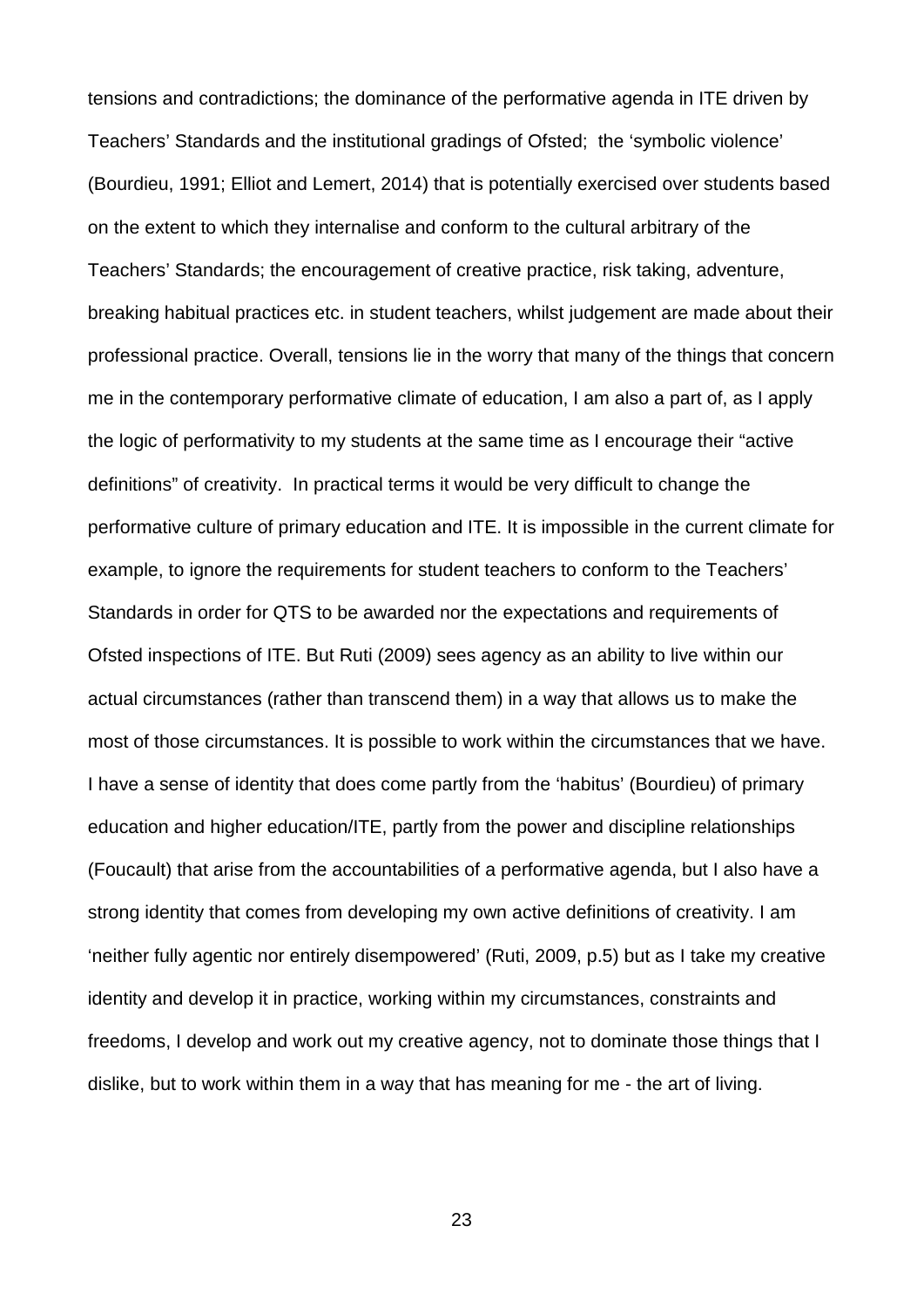tensions and contradictions; the dominance of the performative agenda in ITE driven by Teachers' Standards and the institutional gradings of Ofsted; the 'symbolic violence' (Bourdieu, 1991; Elliot and Lemert, 2014) that is potentially exercised over students based on the extent to which they internalise and conform to the cultural arbitrary of the Teachers' Standards; the encouragement of creative practice, risk taking, adventure, breaking habitual practices etc. in student teachers, whilst judgement are made about their professional practice. Overall, tensions lie in the worry that many of the things that concern me in the contemporary performative climate of education, I am also a part of, as I apply the logic of performativity to my students at the same time as I encourage their "active definitions" of creativity. In practical terms it would be very difficult to change the performative culture of primary education and ITE. It is impossible in the current climate for example, to ignore the requirements for student teachers to conform to the Teachers' Standards in order for QTS to be awarded nor the expectations and requirements of Ofsted inspections of ITE. But Ruti (2009) sees agency as an ability to live within our actual circumstances (rather than transcend them) in a way that allows us to make the most of those circumstances. It is possible to work within the circumstances that we have. I have a sense of identity that does come partly from the 'habitus' (Bourdieu) of primary education and higher education/ITE, partly from the power and discipline relationships (Foucault) that arise from the accountabilities of a performative agenda, but I also have a strong identity that comes from developing my own active definitions of creativity. I am 'neither fully agentic nor entirely disempowered' (Ruti, 2009, p.5) but as I take my creative identity and develop it in practice, working within my circumstances, constraints and freedoms, I develop and work out my creative agency, not to dominate those things that I dislike, but to work within them in a way that has meaning for me - the art of living.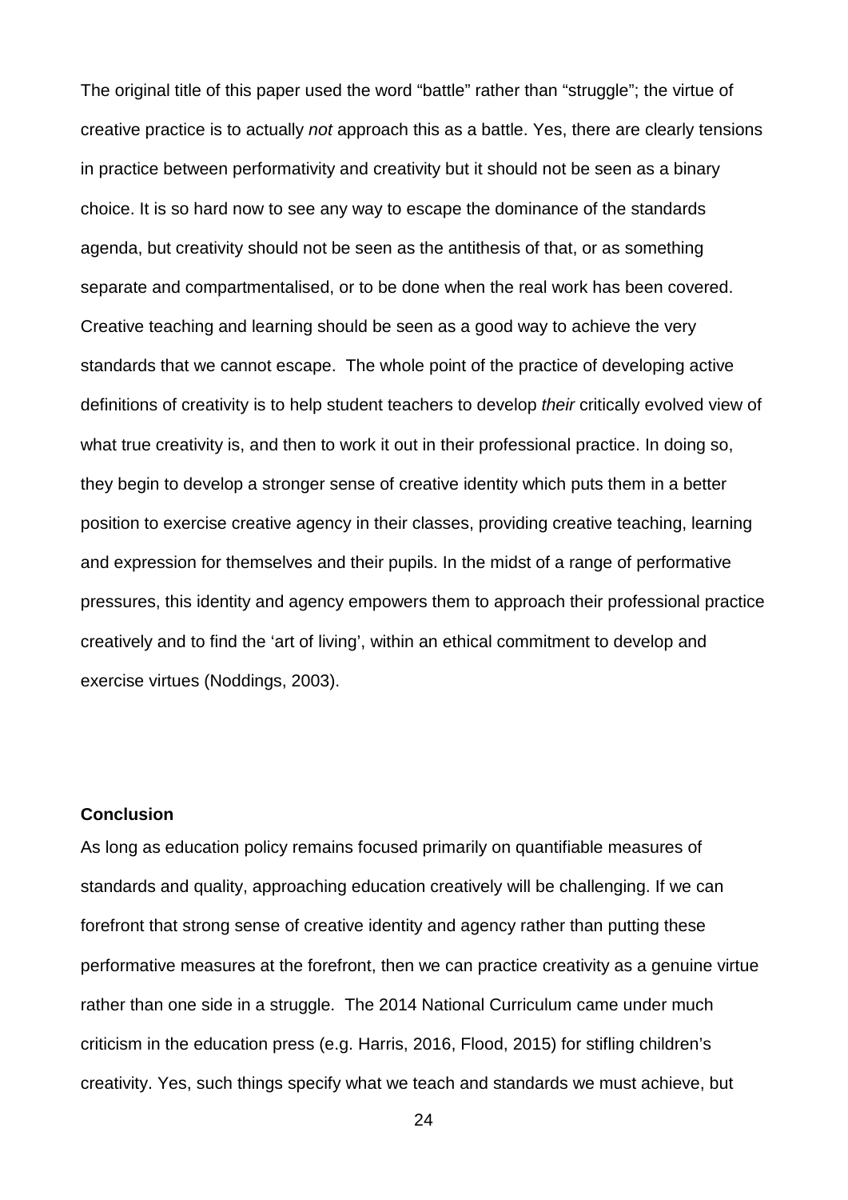The original title of this paper used the word "battle" rather than "struggle"; the virtue of creative practice is to actually *not* approach this as a battle. Yes, there are clearly tensions in practice between performativity and creativity but it should not be seen as a binary choice. It is so hard now to see any way to escape the dominance of the standards agenda, but creativity should not be seen as the antithesis of that, or as something separate and compartmentalised, or to be done when the real work has been covered. Creative teaching and learning should be seen as a good way to achieve the very standards that we cannot escape. The whole point of the practice of developing active definitions of creativity is to help student teachers to develop *their* critically evolved view of what true creativity is, and then to work it out in their professional practice. In doing so, they begin to develop a stronger sense of creative identity which puts them in a better position to exercise creative agency in their classes, providing creative teaching, learning and expression for themselves and their pupils. In the midst of a range of performative pressures, this identity and agency empowers them to approach their professional practice creatively and to find the 'art of living', within an ethical commitment to develop and exercise virtues (Noddings, 2003).

**Conclusion**

As long as education policy remains focused primarily on quantifiable measures of standards and quality, approaching education creatively will be challenging. If we can forefront that strong sense of creative identity and agency rather than putting these performative measures at the forefront, then we can practice creativity as a genuine virtue rather than one side in a struggle. The 2014 National Curriculum came under much criticism in the education press (e.g. Harris, 2016, Flood, 2015) for stifling children's creativity. Yes, such things specify what we teach and standards we must achieve, but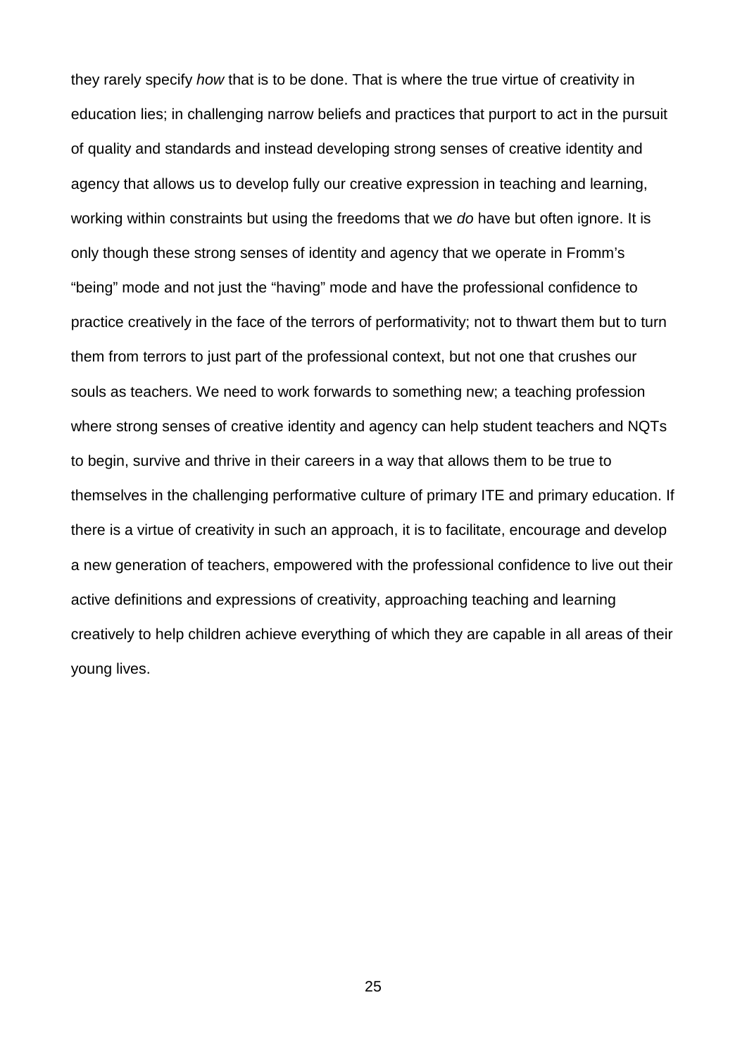they rarely specify *how* that is to be done. That is where the true virtue of creativity in education lies; in challenging narrow beliefs and practices that purport to act in the pursuit of quality and standards and instead developing strong senses of creative identity and agency that allows us to develop fully our creative expression in teaching and learning, working within constraints but using the freedoms that we *do* have but often ignore. It is only though these strong senses of identity and agency that we operate in Fromm's "being" mode and not just the "having" mode and have the professional confidence to practice creatively in the face of the terrors of performativity; not to thwart them but to turn them from terrors to just part of the professional context, but not one that crushes our souls as teachers. We need to work forwards to something new; a teaching profession where strong senses of creative identity and agency can help student teachers and NQTs to begin, survive and thrive in their careers in a way that allows them to be true to themselves in the challenging performative culture of primary ITE and primary education. If there is a virtue of creativity in such an approach, it is to facilitate, encourage and develop a new generation of teachers, empowered with the professional confidence to live out their active definitions and expressions of creativity, approaching teaching and learning creatively to help children achieve everything of which they are capable in all areas of their young lives.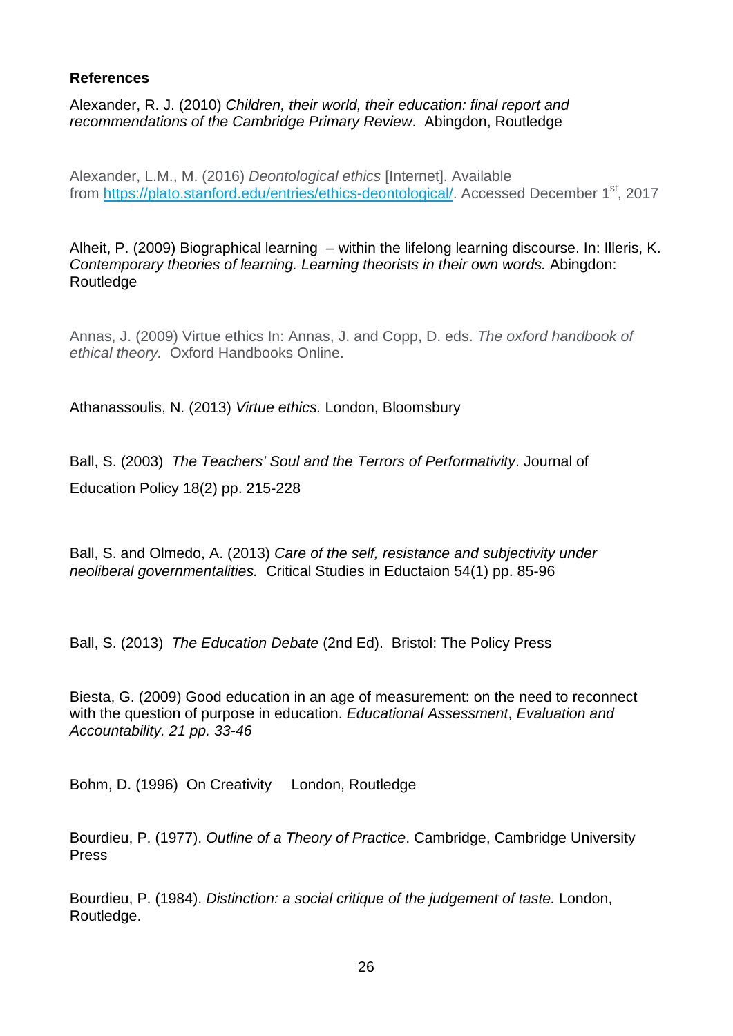**References**

Alexander, R. J. (2010) *Children, their world, their education: final report and recommendations of the Cambridge Primary Review*. Abingdon, Routledge

Alexander, L.M., M. (2016) *Deontological ethics* [Internet]. Available from https://plato.stanford.edu/entries/ethics-deontological/. Accessed December 1st, 2017

Alheit, P. (2009) Biographical learning – within the lifelong learning discourse. In: Illeris, K. *Contemporary theories of learning. Learning theorists in their own words.* Abingdon: Routledge

Annas, J. (2009) Virtue ethics In: Annas, J. and Copp, D. eds. *The oxford handbook of ethical theory.* Oxford Handbooks Online.

Athanassoulis, N. (2013) *Virtue ethics.* London, Bloomsbury

Ball, S. (2003) *The Teachers' Soul and the Terrors of Performativity*. Journal of Education Policy 18(2) pp. 215-228

Ball, S. and Olmedo, A. (2013) *Care of the self, resistance and subjectivity under neoliberal governmentalities.* Critical Studies in Eductaion 54(1) pp. 85-96

Ball, S. (2013) *The Education Debate* (2nd Ed). Bristol: The Policy Press

Biesta, G. (2009) Good education in an age of measurement: on the need to reconnect with the question of purpose in education. *Educational Assessment*, *Evaluation and Accountability. 21 pp. 33-46*

Bohm, D. (1996) On Creativity London, Routledge

Bourdieu, P. (1977). *Outline of a Theory of Practice*. Cambridge, Cambridge University Press

Bourdieu, P. (1984). *Distinction: a social critique of the judgement of taste.* London, Routledge.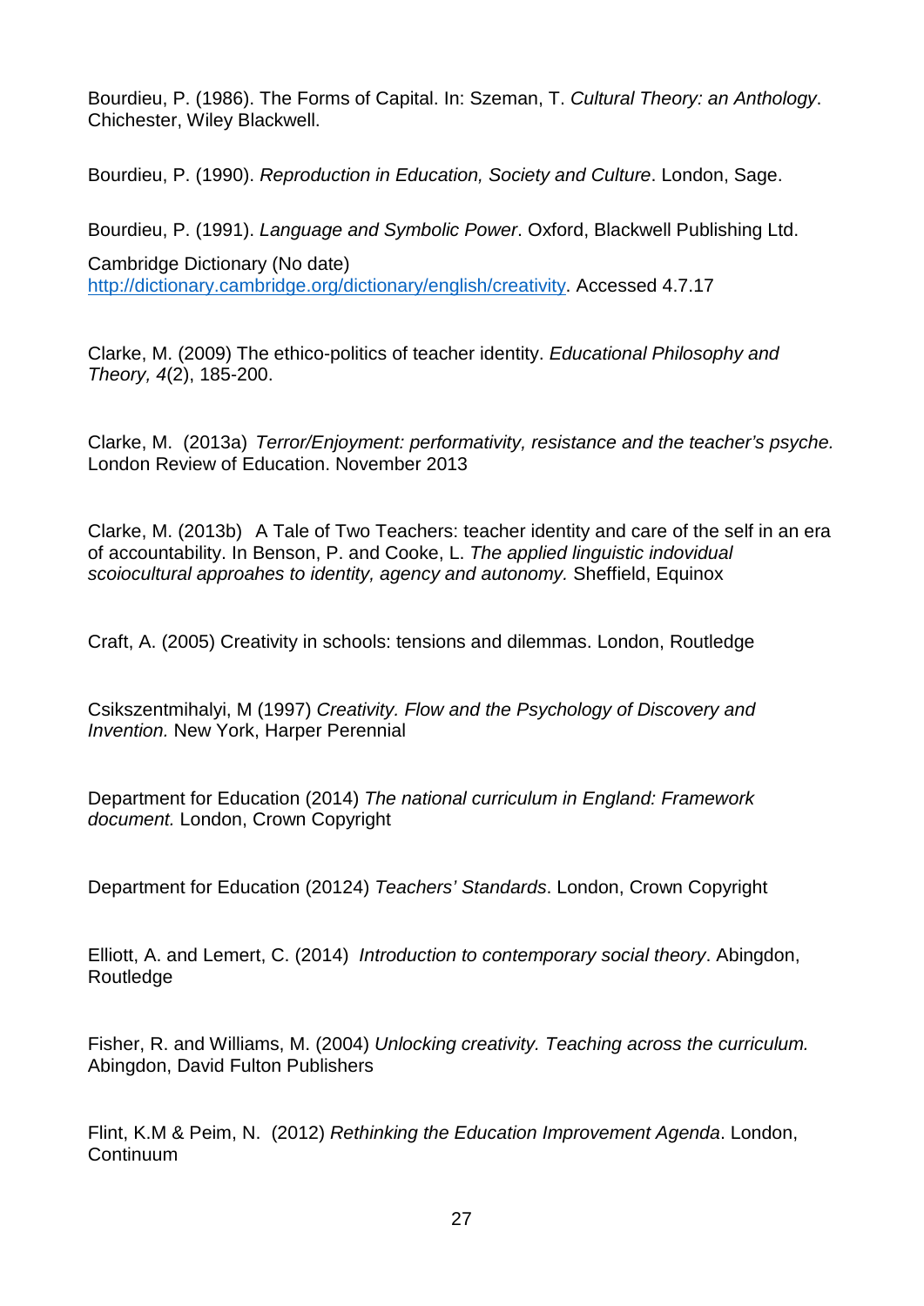Bourdieu, P. (1986). The Forms of Capital. In: Szeman, T. *Cultural Theory: an Anthology*. Chichester, Wiley Blackwell.

Bourdieu, P. (1990). *Reproduction in Education, Society and Culture*. London, Sage.

Bourdieu, P. (1991). *Language and Symbolic Power*. Oxford, Blackwell Publishing Ltd.

Cambridge Dictionary (No date) [http://dictionary.cambridge.org/dictionary/english/creativity](http://dictionary.cambridge.org/dictionary/english/creativity). Accessed 4.7.17

Clarke, M. (2009) The ethico-politics of teacher identity. *Educational Philosophy and Theory, 4*(2), 185-200.

Clarke, M. (2013a) *Terror/Enjoyment: performativity, resistance and the teacher's psyche.* London Review of Education. November 2013

Clarke, M. (2013b) A Tale of Two Teachers: teacher identity and care of the self in an era of accountability. In Benson, P. and Cooke, L. *The applied linguistic indovidual scoiocultural approahes to identity, agency and autonomy.* Sheffield, Equinox

Craft, A. (2005) Creativity in schools: tensions and dilemmas. London, Routledge

Csikszentmihalyi, M (1997) *Creativity. Flow and the Psychology of Discovery and Invention.* New York, Harper Perennial

Department for Education (2014) *The national curriculum in England: Framework document.* London, Crown Copyright

Department for Education (20124) *Teachers' Standards*. London, Crown Copyright

Elliott, A. and Lemert, C. (2014) *Introduction to contemporary social theory*. Abingdon, Routledge

Fisher, R. and Williams, M. (2004) *Unlocking creativity. Teaching across the curriculum.* Abingdon, David Fulton Publishers

Flint, K.M & Peim, N. (2012) *Rethinking the Education Improvement Agenda*. London, Continuum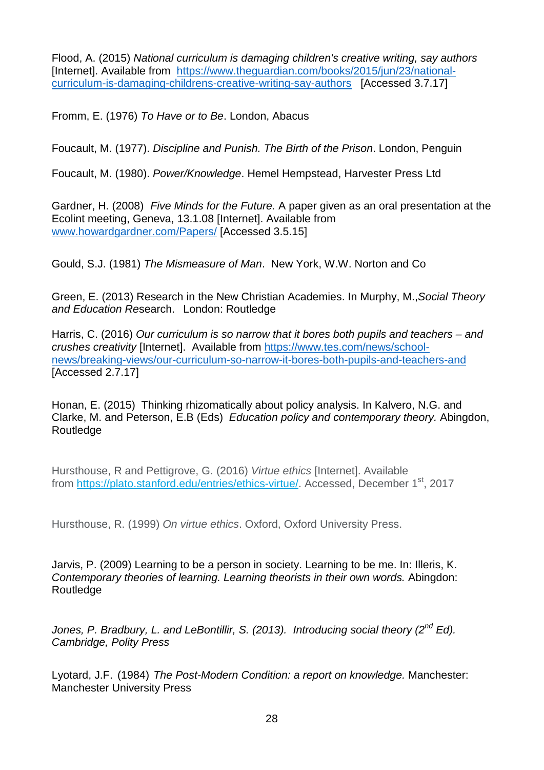Flood, A. (2015) *National curriculum is damaging children's creative writing, say authors* [Internet]. Available from [https://www.theguardian.com/books/2015/jun/23/national-curriculum-is-damaging-childrens-creative-writing-say-authors](https://www.theguardian.com/books/2015/jun/23/national-curriculum-is-damaging-childrens-creative-writing-say-authors) [Accessed 3.7.17]

Fromm, E. (1976) *To Have or to Be*. London, Abacus

Foucault, M. (1977). *Discipline and Punish. The Birth of the Prison*. London, Penguin

Foucault, M. (1980). *Power/Knowledge*. Hemel Hempstead, Harvester Press Ltd

Gardner, H. (2008) *Five Minds for the Future.* A paper given as an oral presentation at the Ecolint meeting, Geneva, 13.1.08 [Internet]. Available from [www.howardgardner.com/Papers/](www.howardgardner.com/Papers/) [Accessed 3.5.15]

Gould, S.J. (1981) *The Mismeasure of Man*. New York, W.W. Norton and Co

Green, E. (2013) Research in the New Christian Academies. In Murphy, M.,*Social Theory and Education R*esearch. London: Routledge

Harris, C. (2016) *Our curriculum is so narrow that it bores both pupils and teachers – and crushes creativity* [Internet]. Available from [https://www.tes.com/news/school-news/breaking-views/our-curriculum-so-narrow-it-bores-both-pupils-and-teachers-and](https://www.tes.com/news/school-news/breaking-views/our-curriculum-so-narrow-it-bores-both-pupils-and-teachers-and) [Accessed 2.7.17]

Honan, E. (2015) Thinking rhizomatically about policy analysis. In Kalvero, N.G. and Clarke, M. and Peterson, E.B (Eds) *Education policy and contemporary theory.* Abingdon, Routledge

Hursthouse, R and Pettigrove, G. (2016) *Virtue ethics* [Internet]. Available from [https://plato.stanford.edu/entries/ethics-virtue/](https://plato.stanford.edu/entries/ethics-virtue/). Accessed, December 1st, 2017

Hursthouse, R. (1999) *On virtue ethics*. Oxford, Oxford University Press.

Jarvis, P. (2009) Learning to be a person in society. Learning to be me. In: Illeris, K. *Contemporary theories of learning. Learning theorists in their own words.* Abingdon: Routledge

*Jones, P. Bradbury, L. and LeBontillir, S. (2013). Introducing social theory (2nd Ed). Cambridge, Polity Press*

Lyotard, J.F. (1984) *The Post-Modern Condition: a report on knowledge.* Manchester: Manchester University Press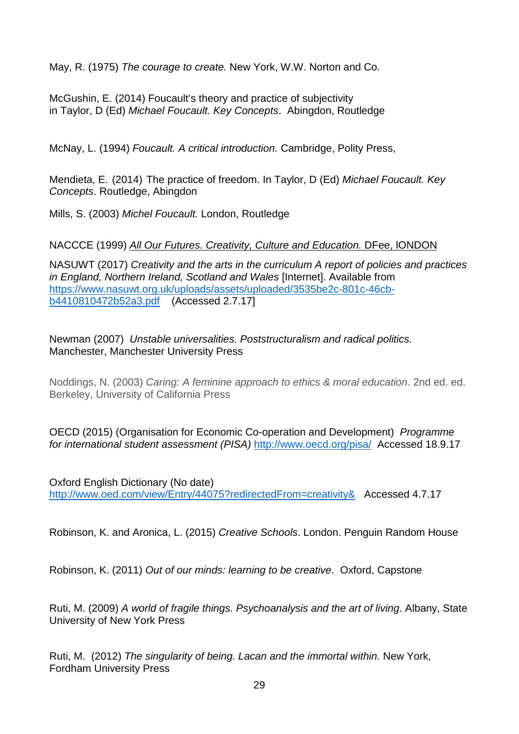May, R. (1975) *The courage to create.* New York, W.W. Norton and Co.

McGushin, E. (2014) Foucault's theory and practice of subjectivity in Taylor, D (Ed) *Michael Foucault. Key Concepts*. Abingdon, Routledge

McNay, L. (1994) *Foucault. A critical introduction.* Cambridge, Polity Press,

Mendieta, E. (2014) The practice of freedom. In Taylor, D (Ed) *Michael Foucault. Key Concepts*. Routledge, Abingdon

Mills, S. (2003) *Michel Foucault.* London, Routledge

NACCCE (1999) *All Our Futures. Creativity, Culture and Education.* DFee, lONDON

NASUWT (2017) *Creativity and the arts in the curriculum A report of policies and practices in England, Northern Ireland, Scotland and Wales* [Internet]. Available from https://www.nasuwt.org.uk/uploads/assets/uploaded/3535be2c-801c-46cb-b4410810472b52a3.pdf (Accessed 2.7.17]

Newman (2007) *Unstable universalities. Poststructuralism and radical politics.* Manchester, Manchester University Press

Noddings, N. (2003) *Caring: A feminine approach to ethics & moral education*. 2nd ed. ed. Berkeley, University of California Press

OECD (2015) (Organisation for Economic Co-operation and Development) *Programme for international student assessment (PISA)* http://www.oecd.org/pisa/ Accessed 18.9.17

Oxford English Dictionary (No date) http://www.oed.com/view/Entry/44075?redirectedFrom=creativity& Accessed 4.7.17

Robinson, K. and Aronica, L. (2015) *Creative Schools*. London. Penguin Random House

Robinson, K. (2011) *Out of our minds: learning to be creative*. Oxford, Capstone

Ruti, M. (2009) *A world of fragile things. Psychoanalysis and the art of living*. Albany, State University of New York Press

Ruti, M. (2012) *The singularity of being. Lacan and the immortal within.* New York, Fordham University Press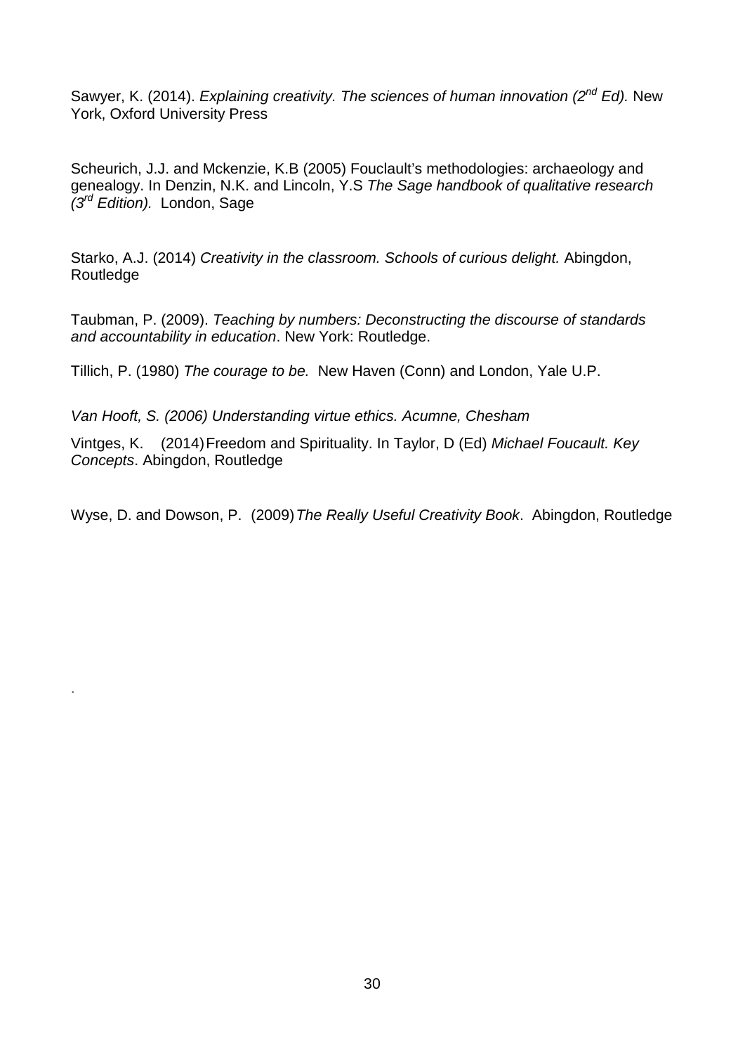Sawyer, K. (2014). *Explaining creativity. The sciences of human innovation (2nd Ed).* New York, Oxford University Press

Scheurich, J.J. and Mckenzie, K.B (2005) Fouclault's methodologies: archaeology and genealogy. In Denzin, N.K. and Lincoln, Y.S *The Sage handbook of qualitative research (3rd Edition).* London, Sage

Starko, A.J. (2014) *Creativity in the classroom. Schools of curious delight.* Abingdon, Routledge

Taubman, P. (2009). *Teaching by numbers: Deconstructing the discourse of standards and accountability in education*. New York: Routledge.

Tillich, P. (1980) *The courage to be.* New Haven (Conn) and London, Yale U.P.

*Van Hooft, S. (2006) Understanding virtue ethics. Acumne, Chesham*

Vintges, K. (2014) Freedom and Spirituality. In Taylor, D (Ed) *Michael Foucault. Key Concepts*. Abingdon, Routledge

Wyse, D. and Dowson, P. (2009) *The Really Useful Creativity Book*. Abingdon, Routledge

.